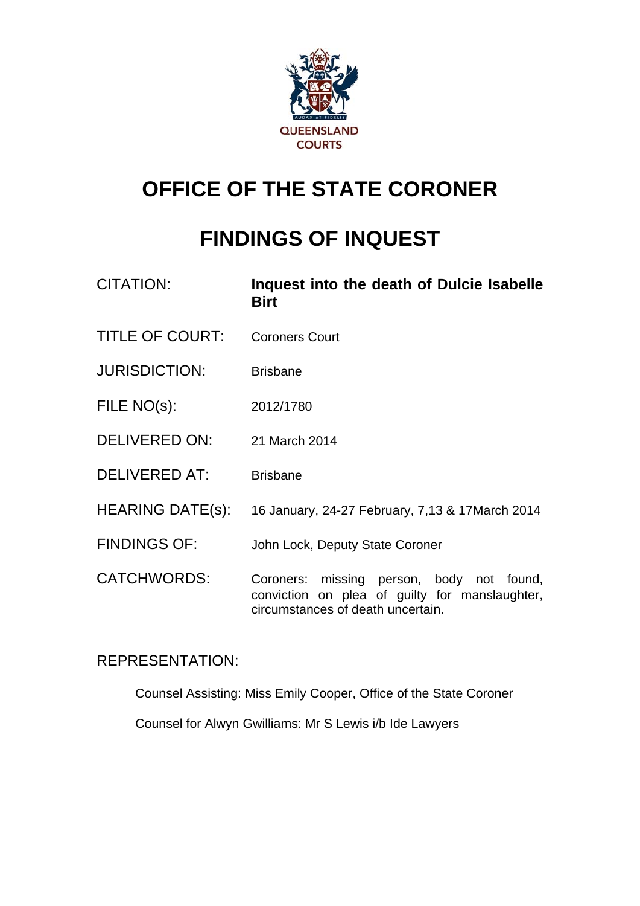QUEENSLAND COURTS

# OFFICE OF THE STATE CORONER

# FINDINGS OF INQUEST

| | |
|---|---|
| CITATION: | **Inquest into the death of Dulcie Isabelle Birt** |
| TITLE OF COURT: | Coroners Court |
| JURISDICTION: | Brisbane |
| FILE NO(s): | 2012/1780 |
| DELIVERED ON: | 21 March 2014 |
| DELIVERED AT: | Brisbane |
| HEARING DATE(s): | 16 January, 24-27 February, 7,13 & 17March 2014 |
| FINDINGS OF: | John Lock, Deputy State Coroner |
| CATCHWORDS: | Coroners: missing person, body not found, conviction on plea of guilty for manslaughter, circumstances of death uncertain. |

REPRESENTATION:

Counsel Assisting: Miss Emily Cooper, Office of the State Coroner

Counsel for Alwyn Gwilliams: Mr S Lewis i/b Ide Lawyers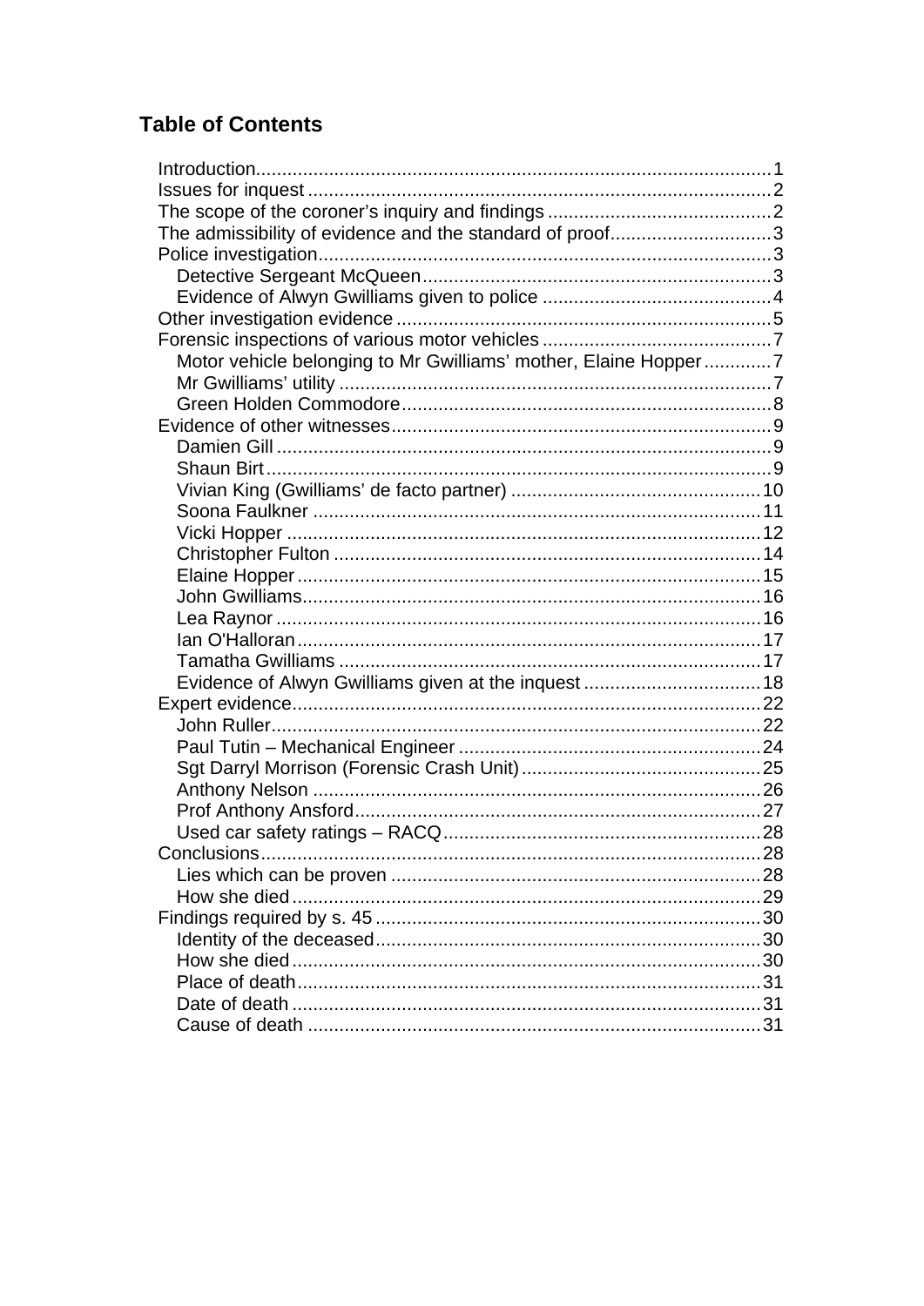# Table of Contents

- Introduction.......1
- Issues for inquest.......2
- The scope of the coroner's inquiry and findings.......2
- The admissibility of evidence and the standard of proof.......3
- Police investigation.......3
  - Detective Sergeant McQueen.......3
  - Evidence of Alwyn Gwilliams given to police.......4
- Other investigation evidence.......5
- Forensic inspections of various motor vehicles.......7
  - Motor vehicle belonging to Mr Gwilliams' mother, Elaine Hopper.......7
  - Mr Gwilliams' utility.......7
  - Green Holden Commodore.......8
- Evidence of other witnesses.......9
  - Damien Gill.......9
  - Shaun Birt.......9
  - Vivian King (Gwilliams' de facto partner).......10
  - Soona Faulkner.......11
  - Vicki Hopper.......12
  - Christopher Fulton.......14
  - Elaine Hopper.......15
  - John Gwilliams.......16
  - Lea Raynor.......16
  - Ian O'Halloran.......17
  - Tamatha Gwilliams.......17
  - Evidence of Alwyn Gwilliams given at the inquest.......18
- Expert evidence.......22
  - John Ruller.......22
  - Paul Tutin – Mechanical Engineer.......24
  - Sgt Darryl Morrison (Forensic Crash Unit).......25
  - Anthony Nelson.......26
  - Prof Anthony Ansford.......27
  - Used car safety ratings – RACQ.......28
- Conclusions.......28
  - Lies which can be proven.......28
  - How she died.......29
- Findings required by s. 45.......30
  - Identity of the deceased.......30
  - How she died.......30
  - Place of death.......31
  - Date of death.......31
  - Cause of death.......31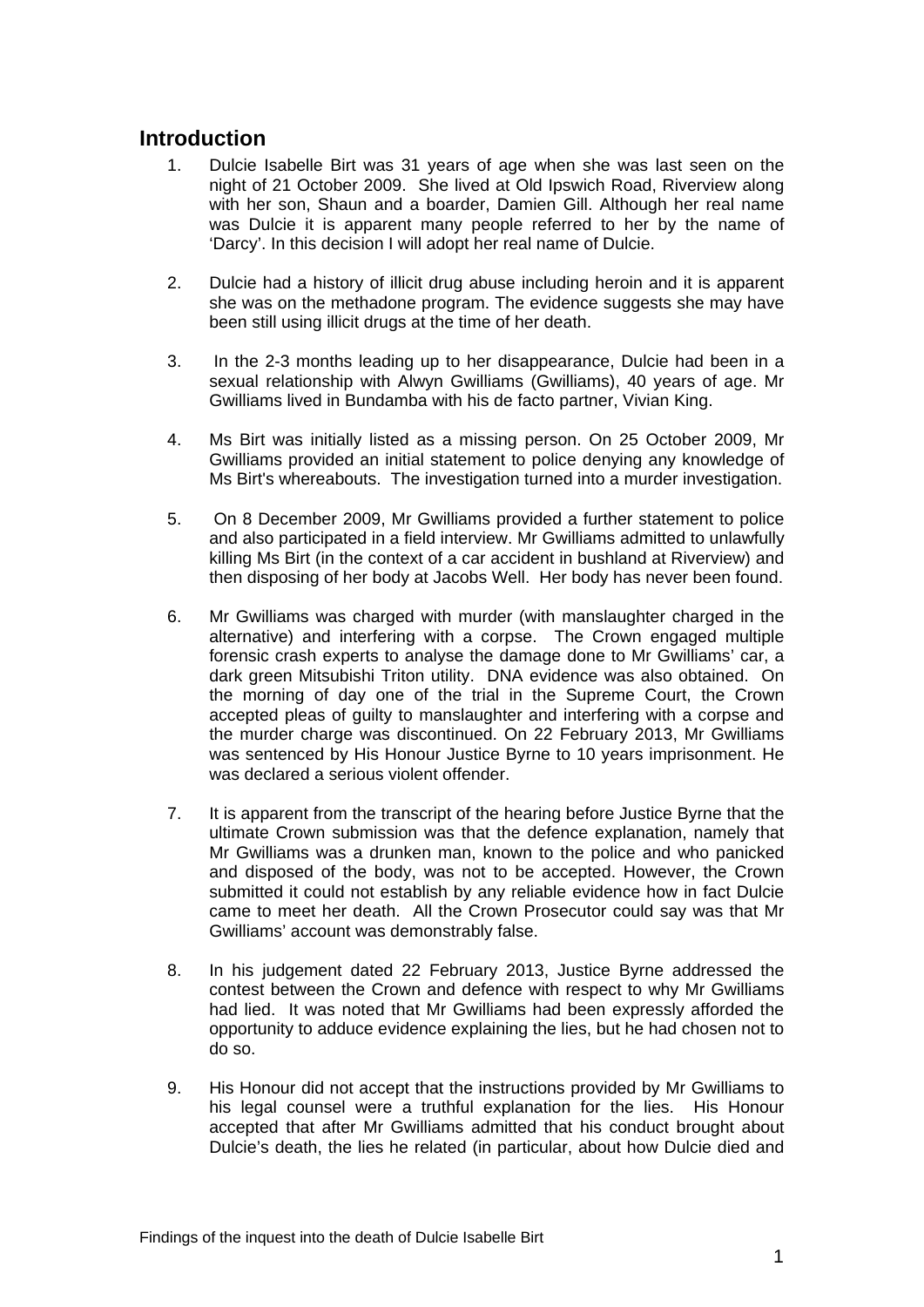## Introduction

1. Dulcie Isabelle Birt was 31 years of age when she was last seen on the night of 21 October 2009. She lived at Old Ipswich Road, Riverview along with her son, Shaun and a boarder, Damien Gill. Although her real name was Dulcie it is apparent many people referred to her by the name of 'Darcy'. In this decision I will adopt her real name of Dulcie.

2. Dulcie had a history of illicit drug abuse including heroin and it is apparent she was on the methadone program. The evidence suggests she may have been still using illicit drugs at the time of her death.

3. In the 2-3 months leading up to her disappearance, Dulcie had been in a sexual relationship with Alwyn Gwilliams (Gwilliams), 40 years of age. Mr Gwilliams lived in Bundamba with his de facto partner, Vivian King.

4. Ms Birt was initially listed as a missing person. On 25 October 2009, Mr Gwilliams provided an initial statement to police denying any knowledge of Ms Birt's whereabouts. The investigation turned into a murder investigation.

5. On 8 December 2009, Mr Gwilliams provided a further statement to police and also participated in a field interview. Mr Gwilliams admitted to unlawfully killing Ms Birt (in the context of a car accident in bushland at Riverview) and then disposing of her body at Jacobs Well. Her body has never been found.

6. Mr Gwilliams was charged with murder (with manslaughter charged in the alternative) and interfering with a corpse. The Crown engaged multiple forensic crash experts to analyse the damage done to Mr Gwilliams' car, a dark green Mitsubishi Triton utility. DNA evidence was also obtained. On the morning of day one of the trial in the Supreme Court, the Crown accepted pleas of guilty to manslaughter and interfering with a corpse and the murder charge was discontinued. On 22 February 2013, Mr Gwilliams was sentenced by His Honour Justice Byrne to 10 years imprisonment. He was declared a serious violent offender.

7. It is apparent from the transcript of the hearing before Justice Byrne that the ultimate Crown submission was that the defence explanation, namely that Mr Gwilliams was a drunken man, known to the police and who panicked and disposed of the body, was not to be accepted. However, the Crown submitted it could not establish by any reliable evidence how in fact Dulcie came to meet her death. All the Crown Prosecutor could say was that Mr Gwilliams' account was demonstrably false.

8. In his judgement dated 22 February 2013, Justice Byrne addressed the contest between the Crown and defence with respect to why Mr Gwilliams had lied. It was noted that Mr Gwilliams had been expressly afforded the opportunity to adduce evidence explaining the lies, but he had chosen not to do so.

9. His Honour did not accept that the instructions provided by Mr Gwilliams to his legal counsel were a truthful explanation for the lies. His Honour accepted that after Mr Gwilliams admitted that his conduct brought about Dulcie's death, the lies he related (in particular, about how Dulcie died and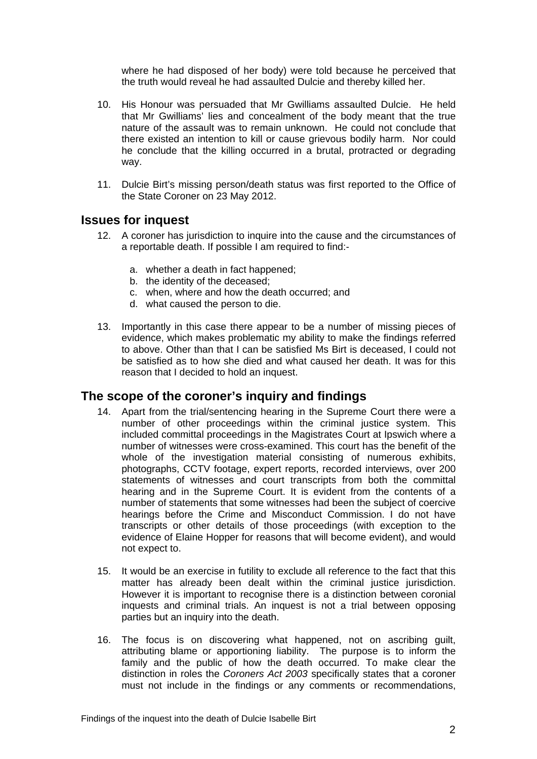where he had disposed of her body) were told because he perceived that the truth would reveal he had assaulted Dulcie and thereby killed her.

10. His Honour was persuaded that Mr Gwilliams assaulted Dulcie. He held that Mr Gwilliams' lies and concealment of the body meant that the true nature of the assault was to remain unknown. He could not conclude that there existed an intention to kill or cause grievous bodily harm. Nor could he conclude that the killing occurred in a brutal, protracted or degrading way.

11. Dulcie Birt's missing person/death status was first reported to the Office of the State Coroner on 23 May 2012.

## Issues for inquest

12. A coroner has jurisdiction to inquire into the cause and the circumstances of a reportable death. If possible I am required to find:-

    a. whether a death in fact happened;
    b. the identity of the deceased;
    c. when, where and how the death occurred; and
    d. what caused the person to die.

13. Importantly in this case there appear to be a number of missing pieces of evidence, which makes problematic my ability to make the findings referred to above. Other than that I can be satisfied Ms Birt is deceased, I could not be satisfied as to how she died and what caused her death. It was for this reason that I decided to hold an inquest.

## The scope of the coroner's inquiry and findings

14. Apart from the trial/sentencing hearing in the Supreme Court there were a number of other proceedings within the criminal justice system. This included committal proceedings in the Magistrates Court at Ipswich where a number of witnesses were cross-examined. This court has the benefit of the whole of the investigation material consisting of numerous exhibits, photographs, CCTV footage, expert reports, recorded interviews, over 200 statements of witnesses and court transcripts from both the committal hearing and in the Supreme Court. It is evident from the contents of a number of statements that some witnesses had been the subject of coercive hearings before the Crime and Misconduct Commission. I do not have transcripts or other details of those proceedings (with exception to the evidence of Elaine Hopper for reasons that will become evident), and would not expect to.

15. It would be an exercise in futility to exclude all reference to the fact that this matter has already been dealt within the criminal justice jurisdiction. However it is important to recognise there is a distinction between coronial inquests and criminal trials. An inquest is not a trial between opposing parties but an inquiry into the death.

16. The focus is on discovering what happened, not on ascribing guilt, attributing blame or apportioning liability. The purpose is to inform the family and the public of how the death occurred. To make clear the distinction in roles the *Coroners Act 2003* specifically states that a coroner must not include in the findings or any comments or recommendations,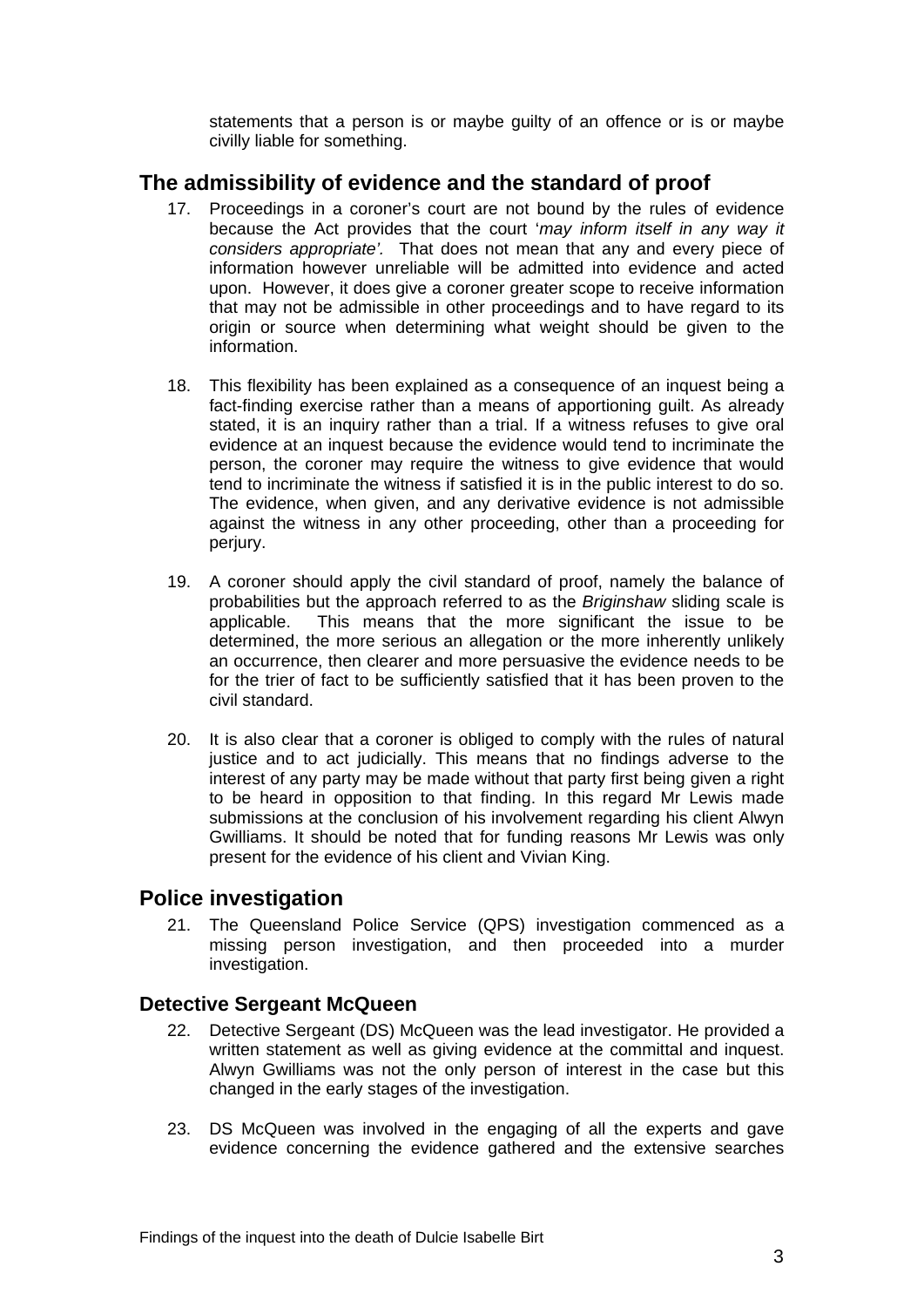statements that a person is or maybe guilty of an offence or is or maybe civilly liable for something.

## The admissibility of evidence and the standard of proof

17. Proceedings in a coroner's court are not bound by the rules of evidence because the Act provides that the court '*may inform itself in any way it considers appropriate'.* That does not mean that any and every piece of information however unreliable will be admitted into evidence and acted upon. However, it does give a coroner greater scope to receive information that may not be admissible in other proceedings and to have regard to its origin or source when determining what weight should be given to the information.

18. This flexibility has been explained as a consequence of an inquest being a fact-finding exercise rather than a means of apportioning guilt. As already stated, it is an inquiry rather than a trial. If a witness refuses to give oral evidence at an inquest because the evidence would tend to incriminate the person, the coroner may require the witness to give evidence that would tend to incriminate the witness if satisfied it is in the public interest to do so. The evidence, when given, and any derivative evidence is not admissible against the witness in any other proceeding, other than a proceeding for perjury.

19. A coroner should apply the civil standard of proof, namely the balance of probabilities but the approach referred to as the *Briginshaw* sliding scale is applicable. This means that the more significant the issue to be determined, the more serious an allegation or the more inherently unlikely an occurrence, then clearer and more persuasive the evidence needs to be for the trier of fact to be sufficiently satisfied that it has been proven to the civil standard.

20. It is also clear that a coroner is obliged to comply with the rules of natural justice and to act judicially. This means that no findings adverse to the interest of any party may be made without that party first being given a right to be heard in opposition to that finding. In this regard Mr Lewis made submissions at the conclusion of his involvement regarding his client Alwyn Gwilliams. It should be noted that for funding reasons Mr Lewis was only present for the evidence of his client and Vivian King.

## Police investigation

21. The Queensland Police Service (QPS) investigation commenced as a missing person investigation, and then proceeded into a murder investigation.

### Detective Sergeant McQueen

22. Detective Sergeant (DS) McQueen was the lead investigator. He provided a written statement as well as giving evidence at the committal and inquest. Alwyn Gwilliams was not the only person of interest in the case but this changed in the early stages of the investigation.

23. DS McQueen was involved in the engaging of all the experts and gave evidence concerning the evidence gathered and the extensive searches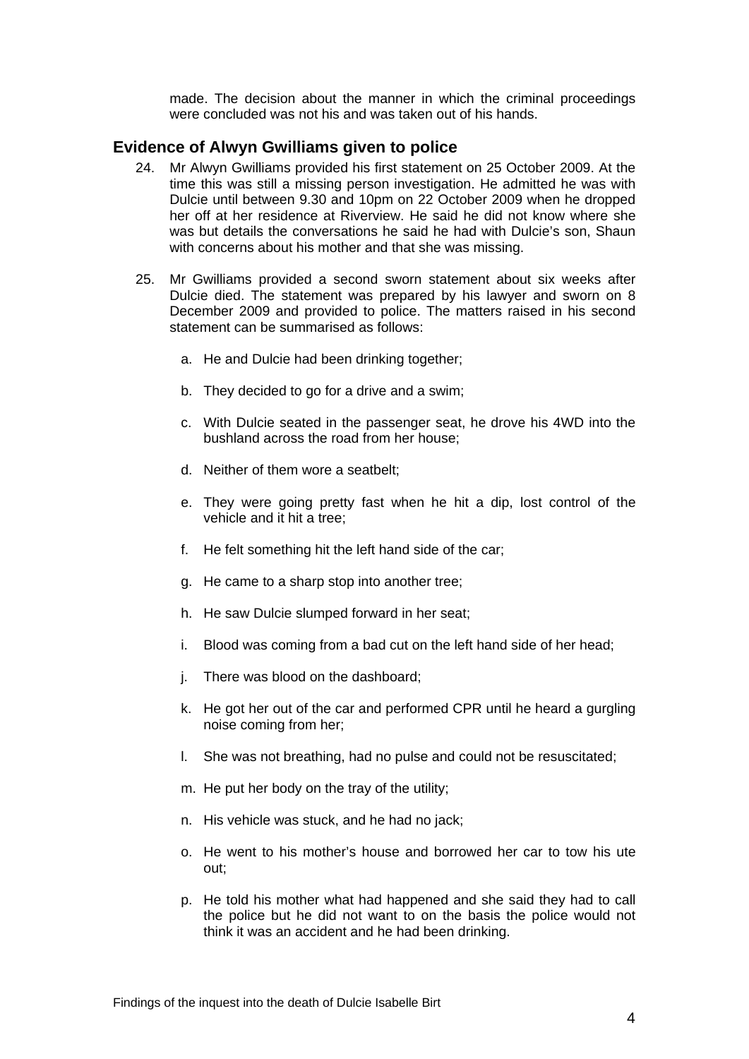made. The decision about the manner in which the criminal proceedings were concluded was not his and was taken out of his hands.

## Evidence of Alwyn Gwilliams given to police

24. Mr Alwyn Gwilliams provided his first statement on 25 October 2009. At the time this was still a missing person investigation. He admitted he was with Dulcie until between 9.30 and 10pm on 22 October 2009 when he dropped her off at her residence at Riverview. He said he did not know where she was but details the conversations he said he had with Dulcie's son, Shaun with concerns about his mother and that she was missing.

25. Mr Gwilliams provided a second sworn statement about six weeks after Dulcie died. The statement was prepared by his lawyer and sworn on 8 December 2009 and provided to police. The matters raised in his second statement can be summarised as follows:

    a. He and Dulcie had been drinking together;

    b. They decided to go for a drive and a swim;

    c. With Dulcie seated in the passenger seat, he drove his 4WD into the bushland across the road from her house;

    d. Neither of them wore a seatbelt;

    e. They were going pretty fast when he hit a dip, lost control of the vehicle and it hit a tree;

    f. He felt something hit the left hand side of the car;

    g. He came to a sharp stop into another tree;

    h. He saw Dulcie slumped forward in her seat;

    i. Blood was coming from a bad cut on the left hand side of her head;

    j. There was blood on the dashboard;

    k. He got her out of the car and performed CPR until he heard a gurgling noise coming from her;

    l. She was not breathing, had no pulse and could not be resuscitated;

    m. He put her body on the tray of the utility;

    n. His vehicle was stuck, and he had no jack;

    o. He went to his mother's house and borrowed her car to tow his ute out;

    p. He told his mother what had happened and she said they had to call the police but he did not want to on the basis the police would not think it was an accident and he had been drinking.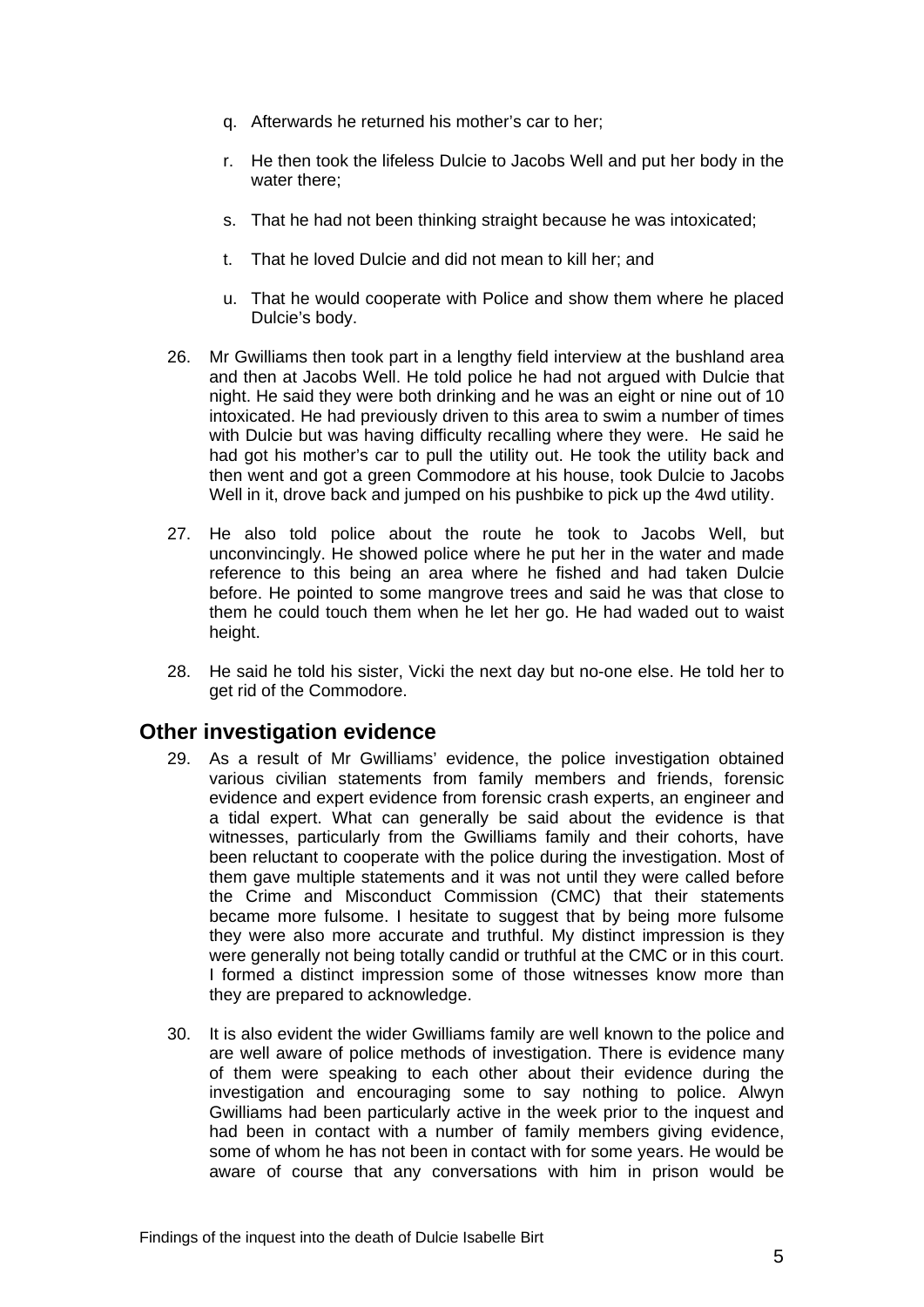q. Afterwards he returned his mother's car to her;

r. He then took the lifeless Dulcie to Jacobs Well and put her body in the water there;

s. That he had not been thinking straight because he was intoxicated;

t. That he loved Dulcie and did not mean to kill her; and

u. That he would cooperate with Police and show them where he placed Dulcie's body.

26. Mr Gwilliams then took part in a lengthy field interview at the bushland area and then at Jacobs Well. He told police he had not argued with Dulcie that night. He said they were both drinking and he was an eight or nine out of 10 intoxicated. He had previously driven to this area to swim a number of times with Dulcie but was having difficulty recalling where they were. He said he had got his mother's car to pull the utility out. He took the utility back and then went and got a green Commodore at his house, took Dulcie to Jacobs Well in it, drove back and jumped on his pushbike to pick up the 4wd utility.

27. He also told police about the route he took to Jacobs Well, but unconvincingly. He showed police where he put her in the water and made reference to this being an area where he fished and had taken Dulcie before. He pointed to some mangrove trees and said he was that close to them he could touch them when he let her go. He had waded out to waist height.

28. He said he told his sister, Vicki the next day but no-one else. He told her to get rid of the Commodore.

## Other investigation evidence

29. As a result of Mr Gwilliams' evidence, the police investigation obtained various civilian statements from family members and friends, forensic evidence and expert evidence from forensic crash experts, an engineer and a tidal expert. What can generally be said about the evidence is that witnesses, particularly from the Gwilliams family and their cohorts, have been reluctant to cooperate with the police during the investigation. Most of them gave multiple statements and it was not until they were called before the Crime and Misconduct Commission (CMC) that their statements became more fulsome. I hesitate to suggest that by being more fulsome they were also more accurate and truthful. My distinct impression is they were generally not being totally candid or truthful at the CMC or in this court. I formed a distinct impression some of those witnesses know more than they are prepared to acknowledge.

30. It is also evident the wider Gwilliams family are well known to the police and are well aware of police methods of investigation. There is evidence many of them were speaking to each other about their evidence during the investigation and encouraging some to say nothing to police. Alwyn Gwilliams had been particularly active in the week prior to the inquest and had been in contact with a number of family members giving evidence, some of whom he has not been in contact with for some years. He would be aware of course that any conversations with him in prison would be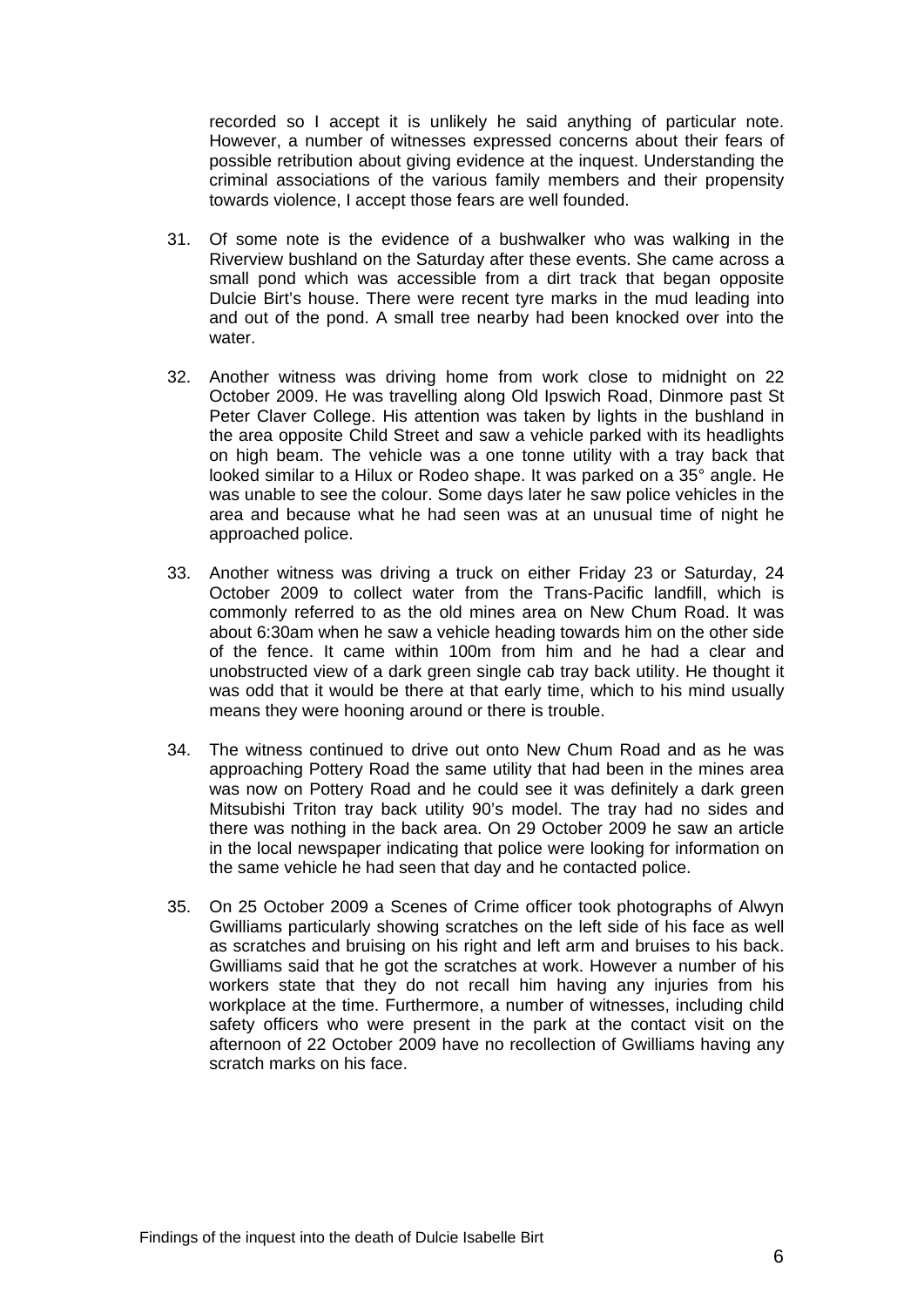recorded so I accept it is unlikely he said anything of particular note. However, a number of witnesses expressed concerns about their fears of possible retribution about giving evidence at the inquest. Understanding the criminal associations of the various family members and their propensity towards violence, I accept those fears are well founded.

31. Of some note is the evidence of a bushwalker who was walking in the Riverview bushland on the Saturday after these events. She came across a small pond which was accessible from a dirt track that began opposite Dulcie Birt's house. There were recent tyre marks in the mud leading into and out of the pond. A small tree nearby had been knocked over into the water.

32. Another witness was driving home from work close to midnight on 22 October 2009. He was travelling along Old Ipswich Road, Dinmore past St Peter Claver College. His attention was taken by lights in the bushland in the area opposite Child Street and saw a vehicle parked with its headlights on high beam. The vehicle was a one tonne utility with a tray back that looked similar to a Hilux or Rodeo shape. It was parked on a 35° angle. He was unable to see the colour. Some days later he saw police vehicles in the area and because what he had seen was at an unusual time of night he approached police.

33. Another witness was driving a truck on either Friday 23 or Saturday, 24 October 2009 to collect water from the Trans-Pacific landfill, which is commonly referred to as the old mines area on New Chum Road. It was about 6:30am when he saw a vehicle heading towards him on the other side of the fence. It came within 100m from him and he had a clear and unobstructed view of a dark green single cab tray back utility. He thought it was odd that it would be there at that early time, which to his mind usually means they were hooning around or there is trouble.

34. The witness continued to drive out onto New Chum Road and as he was approaching Pottery Road the same utility that had been in the mines area was now on Pottery Road and he could see it was definitely a dark green Mitsubishi Triton tray back utility 90's model. The tray had no sides and there was nothing in the back area. On 29 October 2009 he saw an article in the local newspaper indicating that police were looking for information on the same vehicle he had seen that day and he contacted police.

35. On 25 October 2009 a Scenes of Crime officer took photographs of Alwyn Gwilliams particularly showing scratches on the left side of his face as well as scratches and bruising on his right and left arm and bruises to his back. Gwilliams said that he got the scratches at work. However a number of his workers state that they do not recall him having any injuries from his workplace at the time. Furthermore, a number of witnesses, including child safety officers who were present in the park at the contact visit on the afternoon of 22 October 2009 have no recollection of Gwilliams having any scratch marks on his face.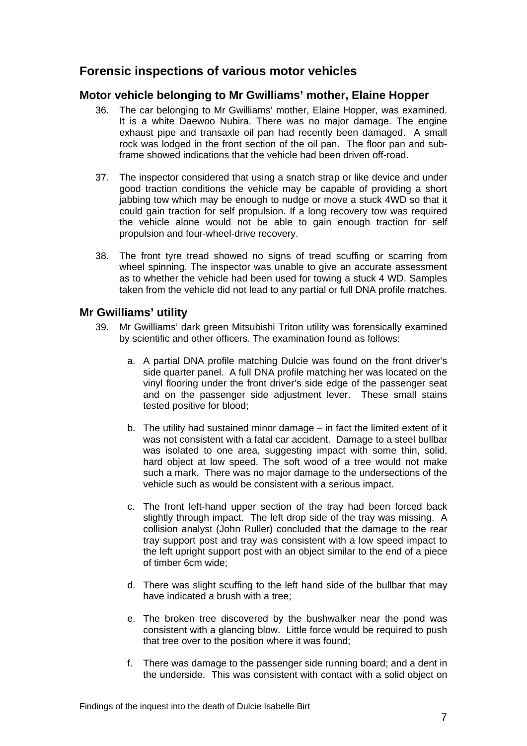## Forensic inspections of various motor vehicles

### Motor vehicle belonging to Mr Gwilliams' mother, Elaine Hopper

36. The car belonging to Mr Gwilliams' mother, Elaine Hopper, was examined. It is a white Daewoo Nubira. There was no major damage. The engine exhaust pipe and transaxle oil pan had recently been damaged. A small rock was lodged in the front section of the oil pan. The floor pan and sub-frame showed indications that the vehicle had been driven off-road.

37. The inspector considered that using a snatch strap or like device and under good traction conditions the vehicle may be capable of providing a short jabbing tow which may be enough to nudge or move a stuck 4WD so that it could gain traction for self propulsion. If a long recovery tow was required the vehicle alone would not be able to gain enough traction for self propulsion and four-wheel-drive recovery.

38. The front tyre tread showed no signs of tread scuffing or scarring from wheel spinning. The inspector was unable to give an accurate assessment as to whether the vehicle had been used for towing a stuck 4 WD. Samples taken from the vehicle did not lead to any partial or full DNA profile matches.

### Mr Gwilliams' utility

39. Mr Gwilliams' dark green Mitsubishi Triton utility was forensically examined by scientific and other officers. The examination found as follows:

    a. A partial DNA profile matching Dulcie was found on the front driver's side quarter panel. A full DNA profile matching her was located on the vinyl flooring under the front driver's side edge of the passenger seat and on the passenger side adjustment lever. These small stains tested positive for blood;

    b. The utility had sustained minor damage – in fact the limited extent of it was not consistent with a fatal car accident. Damage to a steel bullbar was isolated to one area, suggesting impact with some thin, solid, hard object at low speed. The soft wood of a tree would not make such a mark. There was no major damage to the undersections of the vehicle such as would be consistent with a serious impact.

    c. The front left-hand upper section of the tray had been forced back slightly through impact. The left drop side of the tray was missing. A collision analyst (John Ruller) concluded that the damage to the rear tray support post and tray was consistent with a low speed impact to the left upright support post with an object similar to the end of a piece of timber 6cm wide;

    d. There was slight scuffing to the left hand side of the bullbar that may have indicated a brush with a tree;

    e. The broken tree discovered by the bushwalker near the pond was consistent with a glancing blow. Little force would be required to push that tree over to the position where it was found;

    f. There was damage to the passenger side running board; and a dent in the underside. This was consistent with contact with a solid object on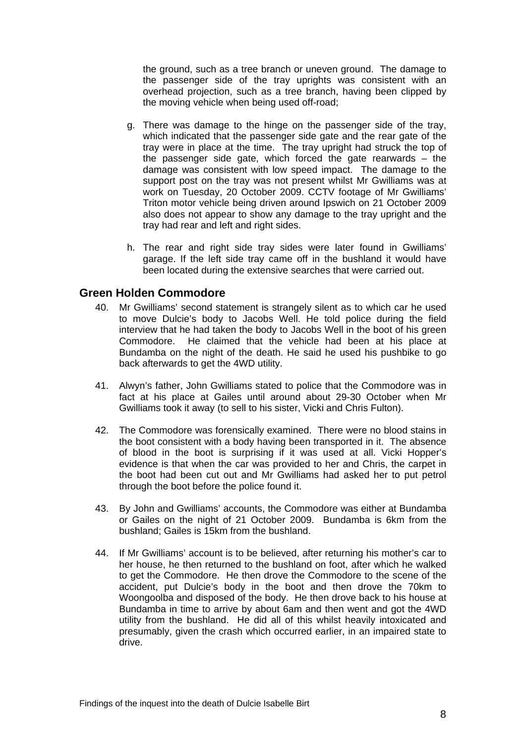the ground, such as a tree branch or uneven ground. The damage to the passenger side of the tray uprights was consistent with an overhead projection, such as a tree branch, having been clipped by the moving vehicle when being used off-road;

g. There was damage to the hinge on the passenger side of the tray, which indicated that the passenger side gate and the rear gate of the tray were in place at the time. The tray upright had struck the top of the passenger side gate, which forced the gate rearwards – the damage was consistent with low speed impact. The damage to the support post on the tray was not present whilst Mr Gwilliams was at work on Tuesday, 20 October 2009. CCTV footage of Mr Gwilliams' Triton motor vehicle being driven around Ipswich on 21 October 2009 also does not appear to show any damage to the tray upright and the tray had rear and left and right sides.

h. The rear and right side tray sides were later found in Gwilliams' garage. If the left side tray came off in the bushland it would have been located during the extensive searches that were carried out.

## Green Holden Commodore

40. Mr Gwilliams' second statement is strangely silent as to which car he used to move Dulcie's body to Jacobs Well. He told police during the field interview that he had taken the body to Jacobs Well in the boot of his green Commodore. He claimed that the vehicle had been at his place at Bundamba on the night of the death. He said he used his pushbike to go back afterwards to get the 4WD utility.

41. Alwyn's father, John Gwilliams stated to police that the Commodore was in fact at his place at Gailes until around about 29-30 October when Mr Gwilliams took it away (to sell to his sister, Vicki and Chris Fulton).

42. The Commodore was forensically examined. There were no blood stains in the boot consistent with a body having been transported in it. The absence of blood in the boot is surprising if it was used at all. Vicki Hopper's evidence is that when the car was provided to her and Chris, the carpet in the boot had been cut out and Mr Gwilliams had asked her to put petrol through the boot before the police found it.

43. By John and Gwilliams' accounts, the Commodore was either at Bundamba or Gailes on the night of 21 October 2009. Bundamba is 6km from the bushland; Gailes is 15km from the bushland.

44. If Mr Gwilliams' account is to be believed, after returning his mother's car to her house, he then returned to the bushland on foot, after which he walked to get the Commodore. He then drove the Commodore to the scene of the accident, put Dulcie's body in the boot and then drove the 70km to Woongoolba and disposed of the body. He then drove back to his house at Bundamba in time to arrive by about 6am and then went and got the 4WD utility from the bushland. He did all of this whilst heavily intoxicated and presumably, given the crash which occurred earlier, in an impaired state to drive.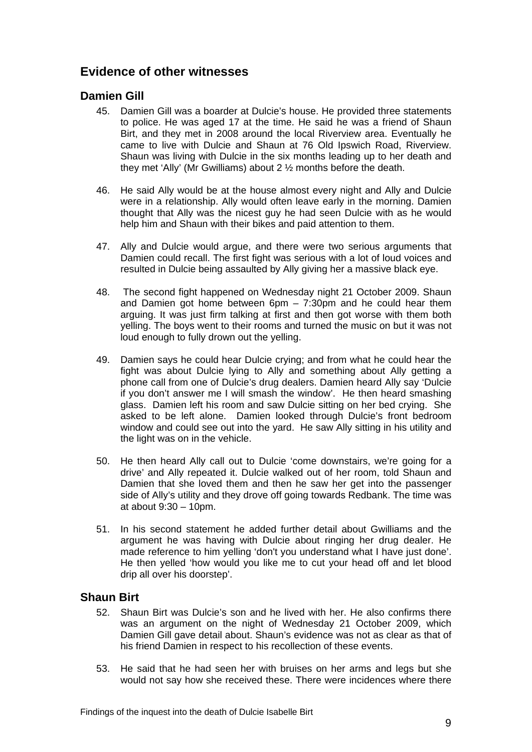## Evidence of other witnesses

### Damien Gill

45. Damien Gill was a boarder at Dulcie's house. He provided three statements to police. He was aged 17 at the time. He said he was a friend of Shaun Birt, and they met in 2008 around the local Riverview area. Eventually he came to live with Dulcie and Shaun at 76 Old Ipswich Road, Riverview. Shaun was living with Dulcie in the six months leading up to her death and they met 'Ally' (Mr Gwilliams) about 2 ½ months before the death.

46. He said Ally would be at the house almost every night and Ally and Dulcie were in a relationship. Ally would often leave early in the morning. Damien thought that Ally was the nicest guy he had seen Dulcie with as he would help him and Shaun with their bikes and paid attention to them.

47. Ally and Dulcie would argue, and there were two serious arguments that Damien could recall. The first fight was serious with a lot of loud voices and resulted in Dulcie being assaulted by Ally giving her a massive black eye.

48. The second fight happened on Wednesday night 21 October 2009. Shaun and Damien got home between 6pm – 7:30pm and he could hear them arguing. It was just firm talking at first and then got worse with them both yelling. The boys went to their rooms and turned the music on but it was not loud enough to fully drown out the yelling.

49. Damien says he could hear Dulcie crying; and from what he could hear the fight was about Dulcie lying to Ally and something about Ally getting a phone call from one of Dulcie's drug dealers. Damien heard Ally say 'Dulcie if you don't answer me I will smash the window'. He then heard smashing glass. Damien left his room and saw Dulcie sitting on her bed crying. She asked to be left alone. Damien looked through Dulcie's front bedroom window and could see out into the yard. He saw Ally sitting in his utility and the light was on in the vehicle.

50. He then heard Ally call out to Dulcie 'come downstairs, we're going for a drive' and Ally repeated it. Dulcie walked out of her room, told Shaun and Damien that she loved them and then he saw her get into the passenger side of Ally's utility and they drove off going towards Redbank. The time was at about 9:30 – 10pm.

51. In his second statement he added further detail about Gwilliams and the argument he was having with Dulcie about ringing her drug dealer. He made reference to him yelling 'don't you understand what I have just done'. He then yelled 'how would you like me to cut your head off and let blood drip all over his doorstep'.

### Shaun Birt

52. Shaun Birt was Dulcie's son and he lived with her. He also confirms there was an argument on the night of Wednesday 21 October 2009, which Damien Gill gave detail about. Shaun's evidence was not as clear as that of his friend Damien in respect to his recollection of these events.

53. He said that he had seen her with bruises on her arms and legs but she would not say how she received these. There were incidences where there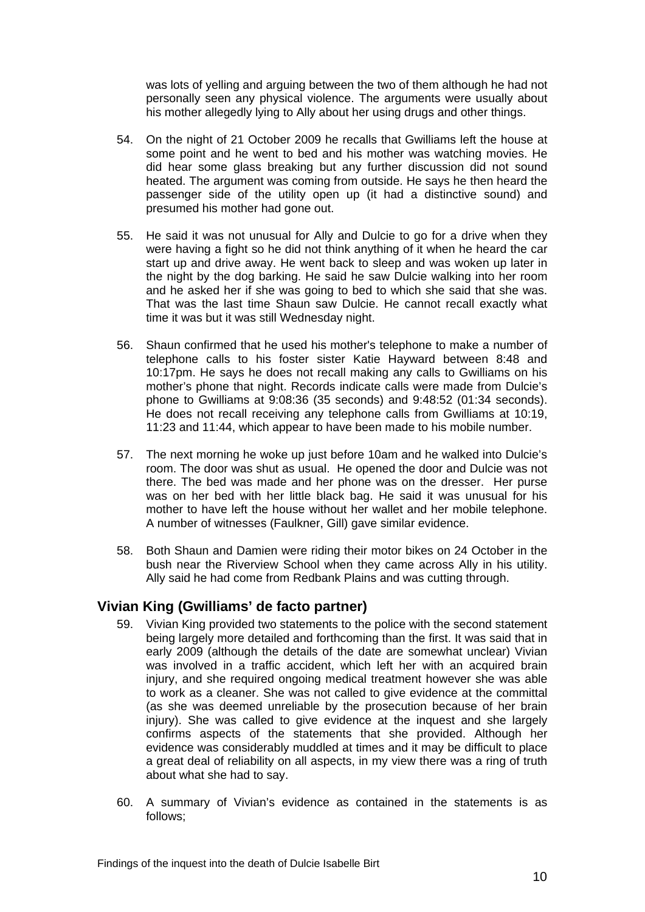was lots of yelling and arguing between the two of them although he had not personally seen any physical violence. The arguments were usually about his mother allegedly lying to Ally about her using drugs and other things.

54. On the night of 21 October 2009 he recalls that Gwilliams left the house at some point and he went to bed and his mother was watching movies. He did hear some glass breaking but any further discussion did not sound heated. The argument was coming from outside. He says he then heard the passenger side of the utility open up (it had a distinctive sound) and presumed his mother had gone out.

55. He said it was not unusual for Ally and Dulcie to go for a drive when they were having a fight so he did not think anything of it when he heard the car start up and drive away. He went back to sleep and was woken up later in the night by the dog barking. He said he saw Dulcie walking into her room and he asked her if she was going to bed to which she said that she was. That was the last time Shaun saw Dulcie. He cannot recall exactly what time it was but it was still Wednesday night.

56. Shaun confirmed that he used his mother's telephone to make a number of telephone calls to his foster sister Katie Hayward between 8:48 and 10:17pm. He says he does not recall making any calls to Gwilliams on his mother's phone that night. Records indicate calls were made from Dulcie's phone to Gwilliams at 9:08:36 (35 seconds) and 9:48:52 (01:34 seconds). He does not recall receiving any telephone calls from Gwilliams at 10:19, 11:23 and 11:44, which appear to have been made to his mobile number.

57. The next morning he woke up just before 10am and he walked into Dulcie's room. The door was shut as usual. He opened the door and Dulcie was not there. The bed was made and her phone was on the dresser. Her purse was on her bed with her little black bag. He said it was unusual for his mother to have left the house without her wallet and her mobile telephone. A number of witnesses (Faulkner, Gill) gave similar evidence.

58. Both Shaun and Damien were riding their motor bikes on 24 October in the bush near the Riverview School when they came across Ally in his utility. Ally said he had come from Redbank Plains and was cutting through.

## Vivian King (Gwilliams' de facto partner)

59. Vivian King provided two statements to the police with the second statement being largely more detailed and forthcoming than the first. It was said that in early 2009 (although the details of the date are somewhat unclear) Vivian was involved in a traffic accident, which left her with an acquired brain injury, and she required ongoing medical treatment however she was able to work as a cleaner. She was not called to give evidence at the committal (as she was deemed unreliable by the prosecution because of her brain injury). She was called to give evidence at the inquest and she largely confirms aspects of the statements that she provided. Although her evidence was considerably muddled at times and it may be difficult to place a great deal of reliability on all aspects, in my view there was a ring of truth about what she had to say.

60. A summary of Vivian's evidence as contained in the statements is as follows;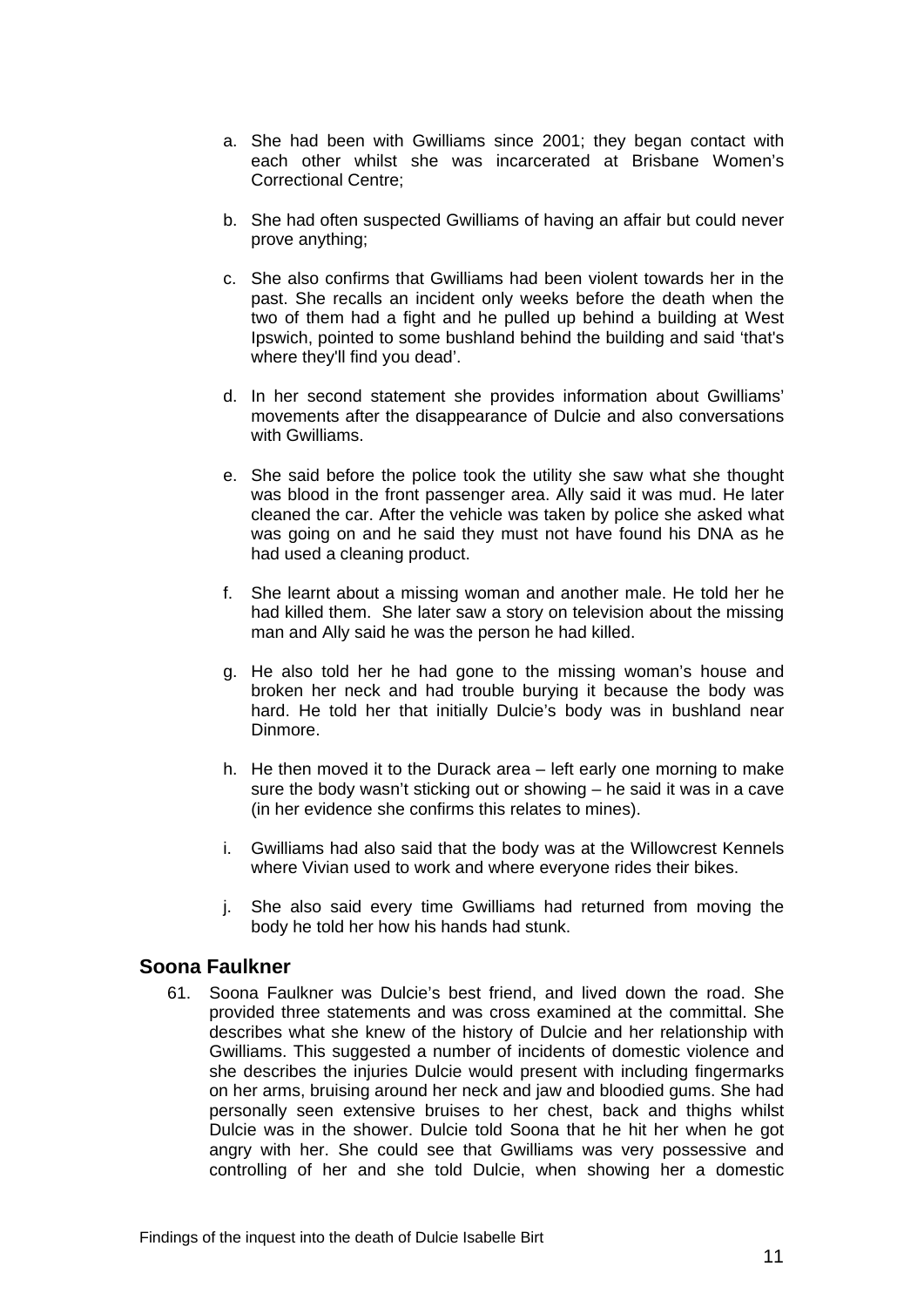a. She had been with Gwilliams since 2001; they began contact with each other whilst she was incarcerated at Brisbane Women's Correctional Centre;

b. She had often suspected Gwilliams of having an affair but could never prove anything;

c. She also confirms that Gwilliams had been violent towards her in the past. She recalls an incident only weeks before the death when the two of them had a fight and he pulled up behind a building at West Ipswich, pointed to some bushland behind the building and said 'that's where they'll find you dead'.

d. In her second statement she provides information about Gwilliams' movements after the disappearance of Dulcie and also conversations with Gwilliams.

e. She said before the police took the utility she saw what she thought was blood in the front passenger area. Ally said it was mud. He later cleaned the car. After the vehicle was taken by police she asked what was going on and he said they must not have found his DNA as he had used a cleaning product.

f. She learnt about a missing woman and another male. He told her he had killed them. She later saw a story on television about the missing man and Ally said he was the person he had killed.

g. He also told her he had gone to the missing woman's house and broken her neck and had trouble burying it because the body was hard. He told her that initially Dulcie's body was in bushland near Dinmore.

h. He then moved it to the Durack area – left early one morning to make sure the body wasn't sticking out or showing – he said it was in a cave (in her evidence she confirms this relates to mines).

i. Gwilliams had also said that the body was at the Willowcrest Kennels where Vivian used to work and where everyone rides their bikes.

j. She also said every time Gwilliams had returned from moving the body he told her how his hands had stunk.

## Soona Faulkner

61. Soona Faulkner was Dulcie's best friend, and lived down the road. She provided three statements and was cross examined at the committal. She describes what she knew of the history of Dulcie and her relationship with Gwilliams. This suggested a number of incidents of domestic violence and she describes the injuries Dulcie would present with including fingermarks on her arms, bruising around her neck and jaw and bloodied gums. She had personally seen extensive bruises to her chest, back and thighs whilst Dulcie was in the shower. Dulcie told Soona that he hit her when he got angry with her. She could see that Gwilliams was very possessive and controlling of her and she told Dulcie, when showing her a domestic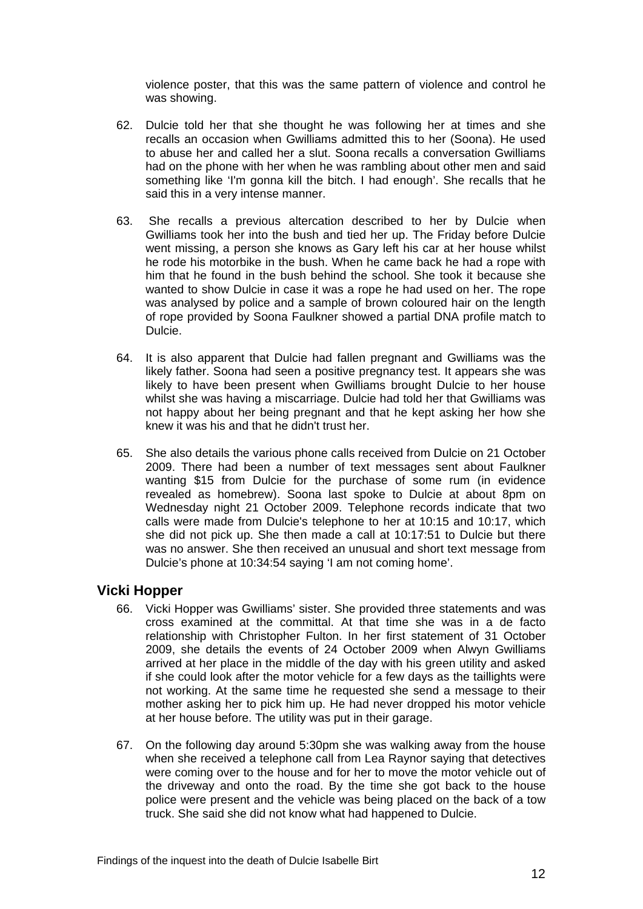violence poster, that this was the same pattern of violence and control he was showing.

62. Dulcie told her that she thought he was following her at times and she recalls an occasion when Gwilliams admitted this to her (Soona). He used to abuse her and called her a slut. Soona recalls a conversation Gwilliams had on the phone with her when he was rambling about other men and said something like 'I'm gonna kill the bitch. I had enough'. She recalls that he said this in a very intense manner.

63. She recalls a previous altercation described to her by Dulcie when Gwilliams took her into the bush and tied her up. The Friday before Dulcie went missing, a person she knows as Gary left his car at her house whilst he rode his motorbike in the bush. When he came back he had a rope with him that he found in the bush behind the school. She took it because she wanted to show Dulcie in case it was a rope he had used on her. The rope was analysed by police and a sample of brown coloured hair on the length of rope provided by Soona Faulkner showed a partial DNA profile match to Dulcie.

64. It is also apparent that Dulcie had fallen pregnant and Gwilliams was the likely father. Soona had seen a positive pregnancy test. It appears she was likely to have been present when Gwilliams brought Dulcie to her house whilst she was having a miscarriage. Dulcie had told her that Gwilliams was not happy about her being pregnant and that he kept asking her how she knew it was his and that he didn't trust her.

65. She also details the various phone calls received from Dulcie on 21 October 2009. There had been a number of text messages sent about Faulkner wanting $15 from Dulcie for the purchase of some rum (in evidence revealed as homebrew). Soona last spoke to Dulcie at about 8pm on Wednesday night 21 October 2009. Telephone records indicate that two calls were made from Dulcie's telephone to her at 10:15 and 10:17, which she did not pick up. She then made a call at 10:17:51 to Dulcie but there was no answer. She then received an unusual and short text message from Dulcie's phone at 10:34:54 saying 'I am not coming home'.

## Vicki Hopper

66. Vicki Hopper was Gwilliams' sister. She provided three statements and was cross examined at the committal. At that time she was in a de facto relationship with Christopher Fulton. In her first statement of 31 October 2009, she details the events of 24 October 2009 when Alwyn Gwilliams arrived at her place in the middle of the day with his green utility and asked if she could look after the motor vehicle for a few days as the taillights were not working. At the same time he requested she send a message to their mother asking her to pick him up. He had never dropped his motor vehicle at her house before. The utility was put in their garage.

67. On the following day around 5:30pm she was walking away from the house when she received a telephone call from Lea Raynor saying that detectives were coming over to the house and for her to move the motor vehicle out of the driveway and onto the road. By the time she got back to the house police were present and the vehicle was being placed on the back of a tow truck. She said she did not know what had happened to Dulcie.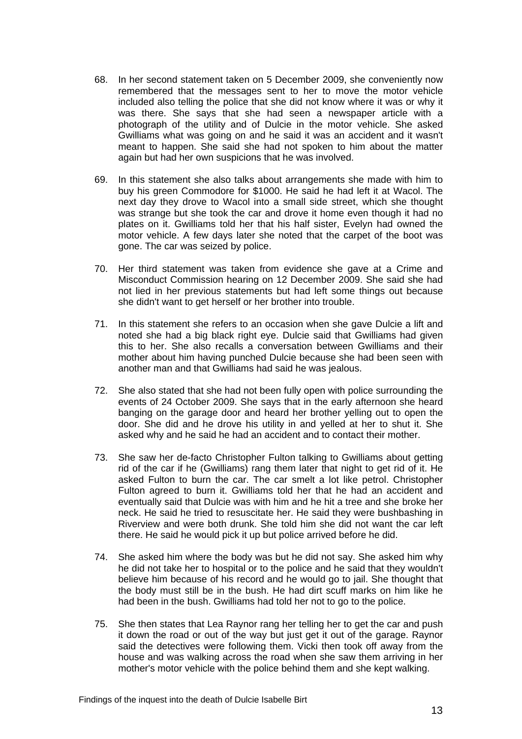68. In her second statement taken on 5 December 2009, she conveniently now remembered that the messages sent to her to move the motor vehicle included also telling the police that she did not know where it was or why it was there. She says that she had seen a newspaper article with a photograph of the utility and of Dulcie in the motor vehicle. She asked Gwilliams what was going on and he said it was an accident and it wasn't meant to happen. She said she had not spoken to him about the matter again but had her own suspicions that he was involved.

69. In this statement she also talks about arrangements she made with him to buy his green Commodore for $1000. He said he had left it at Wacol. The next day they drove to Wacol into a small side street, which she thought was strange but she took the car and drove it home even though it had no plates on it. Gwilliams told her that his half sister, Evelyn had owned the motor vehicle. A few days later she noted that the carpet of the boot was gone. The car was seized by police.

70. Her third statement was taken from evidence she gave at a Crime and Misconduct Commission hearing on 12 December 2009. She said she had not lied in her previous statements but had left some things out because she didn't want to get herself or her brother into trouble.

71. In this statement she refers to an occasion when she gave Dulcie a lift and noted she had a big black right eye. Dulcie said that Gwilliams had given this to her. She also recalls a conversation between Gwilliams and their mother about him having punched Dulcie because she had been seen with another man and that Gwilliams had said he was jealous.

72. She also stated that she had not been fully open with police surrounding the events of 24 October 2009. She says that in the early afternoon she heard banging on the garage door and heard her brother yelling out to open the door. She did and he drove his utility in and yelled at her to shut it. She asked why and he said he had an accident and to contact their mother.

73. She saw her de-facto Christopher Fulton talking to Gwilliams about getting rid of the car if he (Gwilliams) rang them later that night to get rid of it. He asked Fulton to burn the car. The car smelt a lot like petrol. Christopher Fulton agreed to burn it. Gwilliams told her that he had an accident and eventually said that Dulcie was with him and he hit a tree and she broke her neck. He said he tried to resuscitate her. He said they were bushbashing in Riverview and were both drunk. She told him she did not want the car left there. He said he would pick it up but police arrived before he did.

74. She asked him where the body was but he did not say. She asked him why he did not take her to hospital or to the police and he said that they wouldn't believe him because of his record and he would go to jail. She thought that the body must still be in the bush. He had dirt scuff marks on him like he had been in the bush. Gwilliams had told her not to go to the police.

75. She then states that Lea Raynor rang her telling her to get the car and push it down the road or out of the way but just get it out of the garage. Raynor said the detectives were following them. Vicki then took off away from the house and was walking across the road when she saw them arriving in her mother's motor vehicle with the police behind them and she kept walking.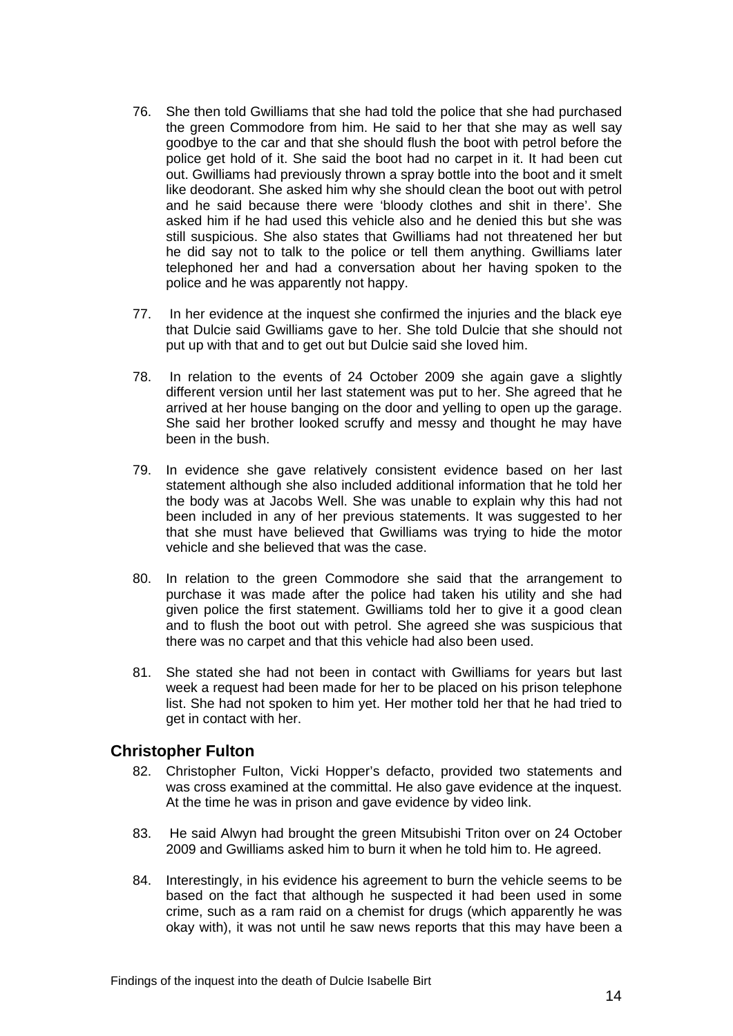76. She then told Gwilliams that she had told the police that she had purchased the green Commodore from him. He said to her that she may as well say goodbye to the car and that she should flush the boot with petrol before the police get hold of it. She said the boot had no carpet in it. It had been cut out. Gwilliams had previously thrown a spray bottle into the boot and it smelt like deodorant. She asked him why she should clean the boot out with petrol and he said because there were 'bloody clothes and shit in there'. She asked him if he had used this vehicle also and he denied this but she was still suspicious. She also states that Gwilliams had not threatened her but he did say not to talk to the police or tell them anything. Gwilliams later telephoned her and had a conversation about her having spoken to the police and he was apparently not happy.

77. In her evidence at the inquest she confirmed the injuries and the black eye that Dulcie said Gwilliams gave to her. She told Dulcie that she should not put up with that and to get out but Dulcie said she loved him.

78. In relation to the events of 24 October 2009 she again gave a slightly different version until her last statement was put to her. She agreed that he arrived at her house banging on the door and yelling to open up the garage. She said her brother looked scruffy and messy and thought he may have been in the bush.

79. In evidence she gave relatively consistent evidence based on her last statement although she also included additional information that he told her the body was at Jacobs Well. She was unable to explain why this had not been included in any of her previous statements. It was suggested to her that she must have believed that Gwilliams was trying to hide the motor vehicle and she believed that was the case.

80. In relation to the green Commodore she said that the arrangement to purchase it was made after the police had taken his utility and she had given police the first statement. Gwilliams told her to give it a good clean and to flush the boot out with petrol. She agreed she was suspicious that there was no carpet and that this vehicle had also been used.

81. She stated she had not been in contact with Gwilliams for years but last week a request had been made for her to be placed on his prison telephone list. She had not spoken to him yet. Her mother told her that he had tried to get in contact with her.

## Christopher Fulton

82. Christopher Fulton, Vicki Hopper's defacto, provided two statements and was cross examined at the committal. He also gave evidence at the inquest. At the time he was in prison and gave evidence by video link.

83. He said Alwyn had brought the green Mitsubishi Triton over on 24 October 2009 and Gwilliams asked him to burn it when he told him to. He agreed.

84. Interestingly, in his evidence his agreement to burn the vehicle seems to be based on the fact that although he suspected it had been used in some crime, such as a ram raid on a chemist for drugs (which apparently he was okay with), it was not until he saw news reports that this may have been a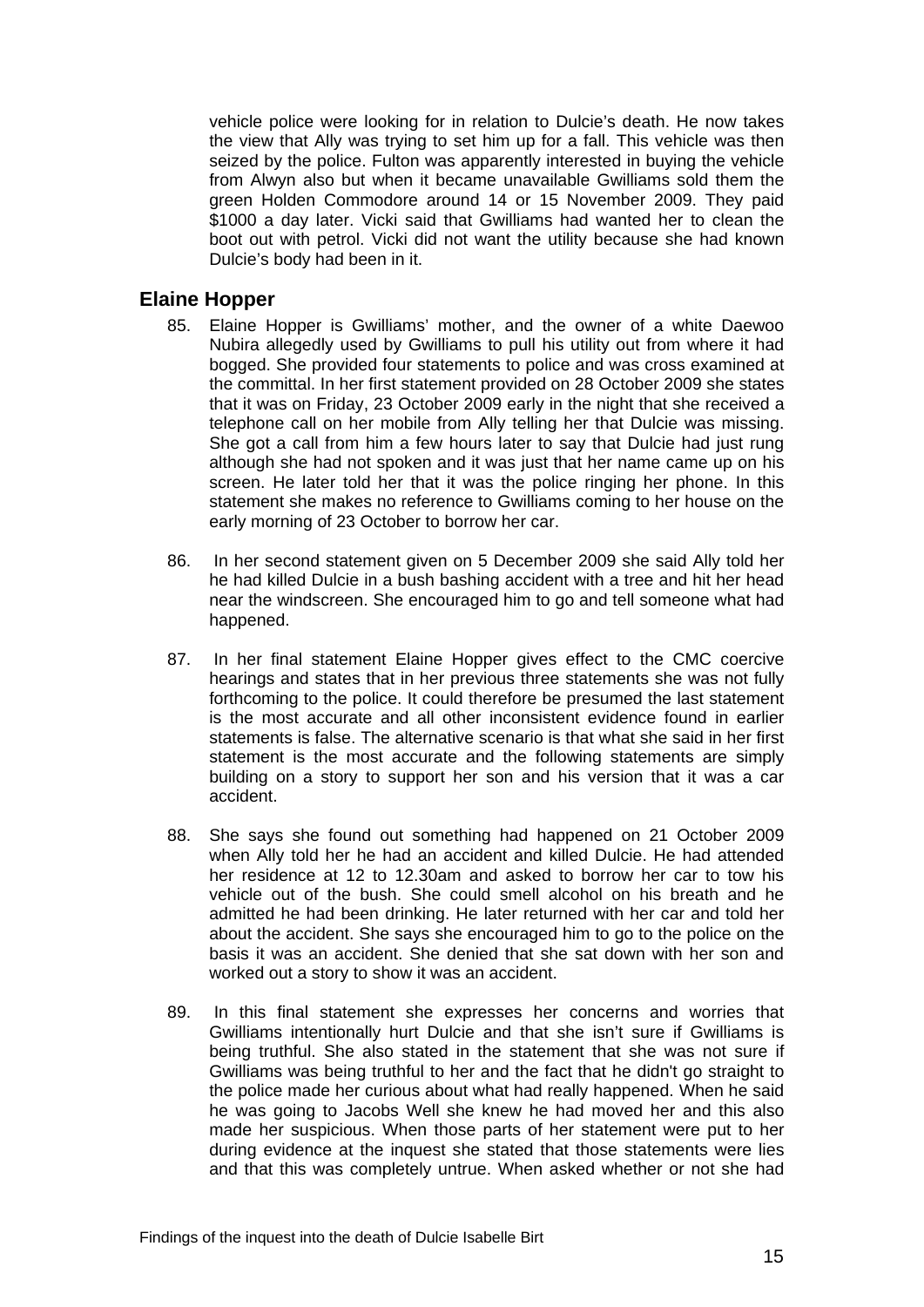vehicle police were looking for in relation to Dulcie's death. He now takes the view that Ally was trying to set him up for a fall. This vehicle was then seized by the police. Fulton was apparently interested in buying the vehicle from Alwyn also but when it became unavailable Gwilliams sold them the green Holden Commodore around 14 or 15 November 2009. They paid $1000 a day later. Vicki said that Gwilliams had wanted her to clean the boot out with petrol. Vicki did not want the utility because she had known Dulcie's body had been in it.

## Elaine Hopper

85. Elaine Hopper is Gwilliams' mother, and the owner of a white Daewoo Nubira allegedly used by Gwilliams to pull his utility out from where it had bogged. She provided four statements to police and was cross examined at the committal. In her first statement provided on 28 October 2009 she states that it was on Friday, 23 October 2009 early in the night that she received a telephone call on her mobile from Ally telling her that Dulcie was missing. She got a call from him a few hours later to say that Dulcie had just rung although she had not spoken and it was just that her name came up on his screen. He later told her that it was the police ringing her phone. In this statement she makes no reference to Gwilliams coming to her house on the early morning of 23 October to borrow her car.

86. In her second statement given on 5 December 2009 she said Ally told her he had killed Dulcie in a bush bashing accident with a tree and hit her head near the windscreen. She encouraged him to go and tell someone what had happened.

87. In her final statement Elaine Hopper gives effect to the CMC coercive hearings and states that in her previous three statements she was not fully forthcoming to the police. It could therefore be presumed the last statement is the most accurate and all other inconsistent evidence found in earlier statements is false. The alternative scenario is that what she said in her first statement is the most accurate and the following statements are simply building on a story to support her son and his version that it was a car accident.

88. She says she found out something had happened on 21 October 2009 when Ally told her he had an accident and killed Dulcie. He had attended her residence at 12 to 12.30am and asked to borrow her car to tow his vehicle out of the bush. She could smell alcohol on his breath and he admitted he had been drinking. He later returned with her car and told her about the accident. She says she encouraged him to go to the police on the basis it was an accident. She denied that she sat down with her son and worked out a story to show it was an accident.

89. In this final statement she expresses her concerns and worries that Gwilliams intentionally hurt Dulcie and that she isn't sure if Gwilliams is being truthful. She also stated in the statement that she was not sure if Gwilliams was being truthful to her and the fact that he didn't go straight to the police made her curious about what had really happened. When he said he was going to Jacobs Well she knew he had moved her and this also made her suspicious. When those parts of her statement were put to her during evidence at the inquest she stated that those statements were lies and that this was completely untrue. When asked whether or not she had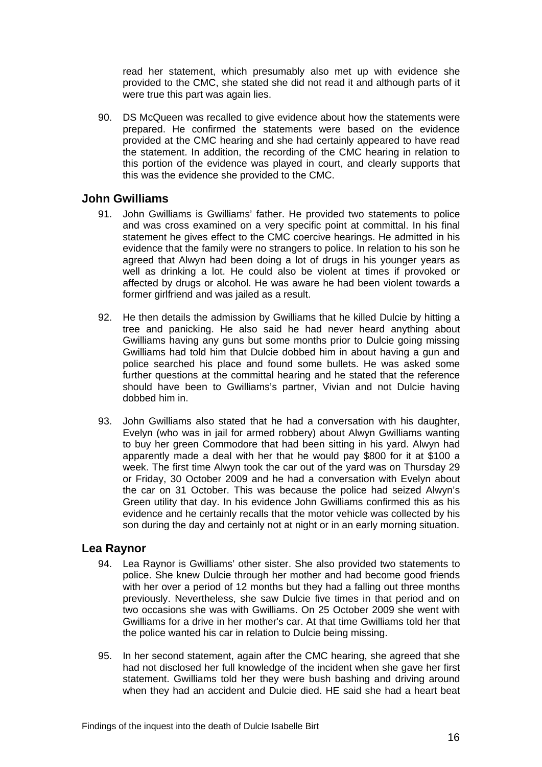read her statement, which presumably also met up with evidence she provided to the CMC, she stated she did not read it and although parts of it were true this part was again lies.

90. DS McQueen was recalled to give evidence about how the statements were prepared. He confirmed the statements were based on the evidence provided at the CMC hearing and she had certainly appeared to have read the statement. In addition, the recording of the CMC hearing in relation to this portion of the evidence was played in court, and clearly supports that this was the evidence she provided to the CMC.

## John Gwilliams

91. John Gwilliams is Gwilliams' father. He provided two statements to police and was cross examined on a very specific point at committal. In his final statement he gives effect to the CMC coercive hearings. He admitted in his evidence that the family were no strangers to police. In relation to his son he agreed that Alwyn had been doing a lot of drugs in his younger years as well as drinking a lot. He could also be violent at times if provoked or affected by drugs or alcohol. He was aware he had been violent towards a former girlfriend and was jailed as a result.

92. He then details the admission by Gwilliams that he killed Dulcie by hitting a tree and panicking. He also said he had never heard anything about Gwilliams having any guns but some months prior to Dulcie going missing Gwilliams had told him that Dulcie dobbed him in about having a gun and police searched his place and found some bullets. He was asked some further questions at the committal hearing and he stated that the reference should have been to Gwilliams's partner, Vivian and not Dulcie having dobbed him in.

93. John Gwilliams also stated that he had a conversation with his daughter, Evelyn (who was in jail for armed robbery) about Alwyn Gwilliams wanting to buy her green Commodore that had been sitting in his yard. Alwyn had apparently made a deal with her that he would pay $800 for it at $100 a week. The first time Alwyn took the car out of the yard was on Thursday 29 or Friday, 30 October 2009 and he had a conversation with Evelyn about the car on 31 October. This was because the police had seized Alwyn's Green utility that day. In his evidence John Gwilliams confirmed this as his evidence and he certainly recalls that the motor vehicle was collected by his son during the day and certainly not at night or in an early morning situation.

## Lea Raynor

94. Lea Raynor is Gwilliams' other sister. She also provided two statements to police. She knew Dulcie through her mother and had become good friends with her over a period of 12 months but they had a falling out three months previously. Nevertheless, she saw Dulcie five times in that period and on two occasions she was with Gwilliams. On 25 October 2009 she went with Gwilliams for a drive in her mother's car. At that time Gwilliams told her that the police wanted his car in relation to Dulcie being missing.

95. In her second statement, again after the CMC hearing, she agreed that she had not disclosed her full knowledge of the incident when she gave her first statement. Gwilliams told her they were bush bashing and driving around when they had an accident and Dulcie died. HE said she had a heart beat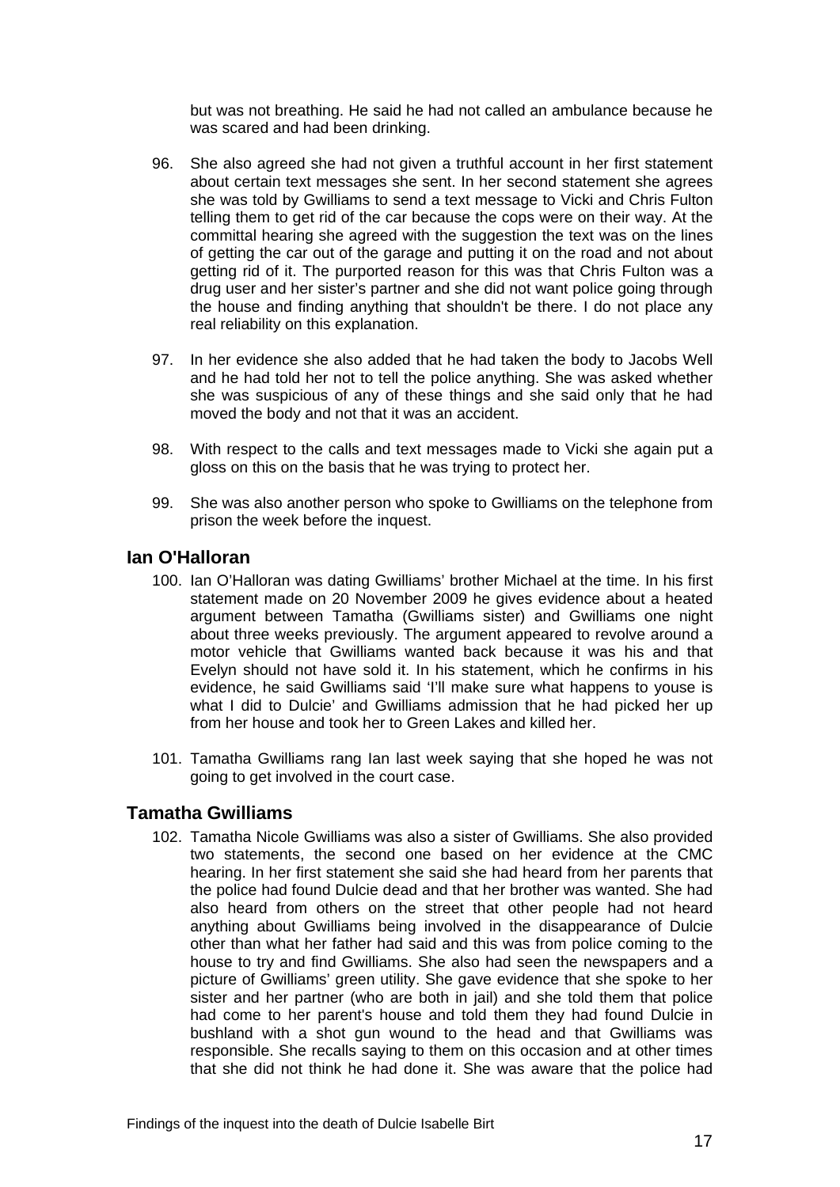but was not breathing. He said he had not called an ambulance because he was scared and had been drinking.

96. She also agreed she had not given a truthful account in her first statement about certain text messages she sent. In her second statement she agrees she was told by Gwilliams to send a text message to Vicki and Chris Fulton telling them to get rid of the car because the cops were on their way. At the committal hearing she agreed with the suggestion the text was on the lines of getting the car out of the garage and putting it on the road and not about getting rid of it. The purported reason for this was that Chris Fulton was a drug user and her sister's partner and she did not want police going through the house and finding anything that shouldn't be there. I do not place any real reliability on this explanation.

97. In her evidence she also added that he had taken the body to Jacobs Well and he had told her not to tell the police anything. She was asked whether she was suspicious of any of these things and she said only that he had moved the body and not that it was an accident.

98. With respect to the calls and text messages made to Vicki she again put a gloss on this on the basis that he was trying to protect her.

99. She was also another person who spoke to Gwilliams on the telephone from prison the week before the inquest.

## Ian O'Halloran

100. Ian O'Halloran was dating Gwilliams' brother Michael at the time. In his first statement made on 20 November 2009 he gives evidence about a heated argument between Tamatha (Gwilliams sister) and Gwilliams one night about three weeks previously. The argument appeared to revolve around a motor vehicle that Gwilliams wanted back because it was his and that Evelyn should not have sold it. In his statement, which he confirms in his evidence, he said Gwilliams said 'I'll make sure what happens to youse is what I did to Dulcie' and Gwilliams admission that he had picked her up from her house and took her to Green Lakes and killed her.

101. Tamatha Gwilliams rang Ian last week saying that she hoped he was not going to get involved in the court case.

## Tamatha Gwilliams

102. Tamatha Nicole Gwilliams was also a sister of Gwilliams. She also provided two statements, the second one based on her evidence at the CMC hearing. In her first statement she said she had heard from her parents that the police had found Dulcie dead and that her brother was wanted. She had also heard from others on the street that other people had not heard anything about Gwilliams being involved in the disappearance of Dulcie other than what her father had said and this was from police coming to the house to try and find Gwilliams. She also had seen the newspapers and a picture of Gwilliams' green utility. She gave evidence that she spoke to her sister and her partner (who are both in jail) and she told them that police had come to her parent's house and told them they had found Dulcie in bushland with a shot gun wound to the head and that Gwilliams was responsible. She recalls saying to them on this occasion and at other times that she did not think he had done it. She was aware that the police had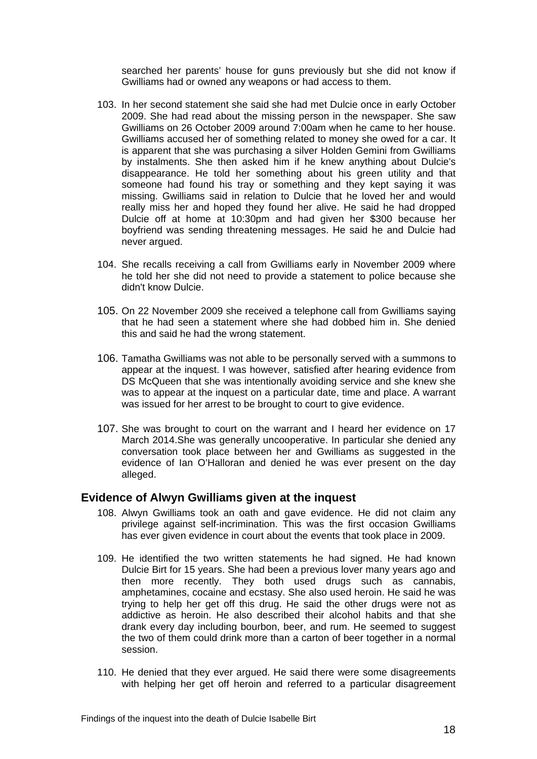searched her parents' house for guns previously but she did not know if Gwilliams had or owned any weapons or had access to them.

103. In her second statement she said she had met Dulcie once in early October 2009. She had read about the missing person in the newspaper. She saw Gwilliams on 26 October 2009 around 7:00am when he came to her house. Gwilliams accused her of something related to money she owed for a car. It is apparent that she was purchasing a silver Holden Gemini from Gwilliams by instalments. She then asked him if he knew anything about Dulcie's disappearance. He told her something about his green utility and that someone had found his tray or something and they kept saying it was missing. Gwilliams said in relation to Dulcie that he loved her and would really miss her and hoped they found her alive. He said he had dropped Dulcie off at home at 10:30pm and had given her $300 because her boyfriend was sending threatening messages. He said he and Dulcie had never argued.

104. She recalls receiving a call from Gwilliams early in November 2009 where he told her she did not need to provide a statement to police because she didn't know Dulcie.

105. On 22 November 2009 she received a telephone call from Gwilliams saying that he had seen a statement where she had dobbed him in. She denied this and said he had the wrong statement.

106. Tamatha Gwilliams was not able to be personally served with a summons to appear at the inquest. I was however, satisfied after hearing evidence from DS McQueen that she was intentionally avoiding service and she knew she was to appear at the inquest on a particular date, time and place. A warrant was issued for her arrest to be brought to court to give evidence.

107. She was brought to court on the warrant and I heard her evidence on 17 March 2014.She was generally uncooperative. In particular she denied any conversation took place between her and Gwilliams as suggested in the evidence of Ian O'Halloran and denied he was ever present on the day alleged.

## Evidence of Alwyn Gwilliams given at the inquest

108. Alwyn Gwilliams took an oath and gave evidence. He did not claim any privilege against self-incrimination. This was the first occasion Gwilliams has ever given evidence in court about the events that took place in 2009.

109. He identified the two written statements he had signed. He had known Dulcie Birt for 15 years. She had been a previous lover many years ago and then more recently. They both used drugs such as cannabis, amphetamines, cocaine and ecstasy. She also used heroin. He said he was trying to help her get off this drug. He said the other drugs were not as addictive as heroin. He also described their alcohol habits and that she drank every day including bourbon, beer, and rum. He seemed to suggest the two of them could drink more than a carton of beer together in a normal session.

110. He denied that they ever argued. He said there were some disagreements with helping her get off heroin and referred to a particular disagreement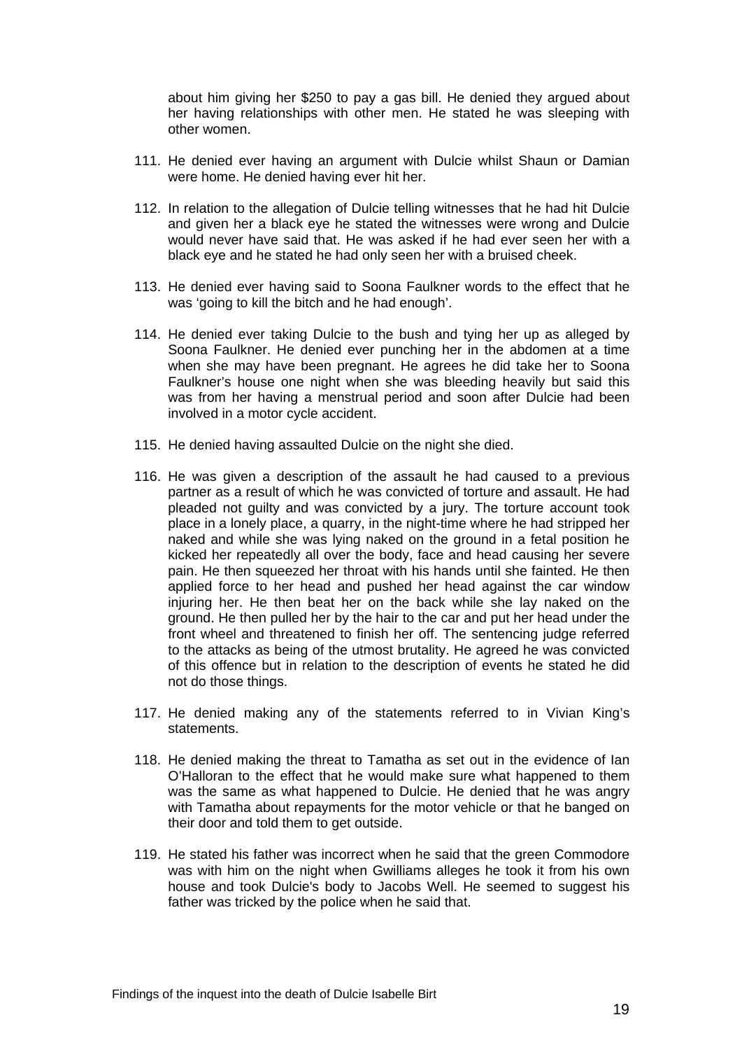about him giving her $250 to pay a gas bill. He denied they argued about her having relationships with other men. He stated he was sleeping with other women.

111. He denied ever having an argument with Dulcie whilst Shaun or Damian were home. He denied having ever hit her.

112. In relation to the allegation of Dulcie telling witnesses that he had hit Dulcie and given her a black eye he stated the witnesses were wrong and Dulcie would never have said that. He was asked if he had ever seen her with a black eye and he stated he had only seen her with a bruised cheek.

113. He denied ever having said to Soona Faulkner words to the effect that he was 'going to kill the bitch and he had enough'.

114. He denied ever taking Dulcie to the bush and tying her up as alleged by Soona Faulkner. He denied ever punching her in the abdomen at a time when she may have been pregnant. He agrees he did take her to Soona Faulkner's house one night when she was bleeding heavily but said this was from her having a menstrual period and soon after Dulcie had been involved in a motor cycle accident.

115. He denied having assaulted Dulcie on the night she died.

116. He was given a description of the assault he had caused to a previous partner as a result of which he was convicted of torture and assault. He had pleaded not guilty and was convicted by a jury. The torture account took place in a lonely place, a quarry, in the night-time where he had stripped her naked and while she was lying naked on the ground in a fetal position he kicked her repeatedly all over the body, face and head causing her severe pain. He then squeezed her throat with his hands until she fainted. He then applied force to her head and pushed her head against the car window injuring her. He then beat her on the back while she lay naked on the ground. He then pulled her by the hair to the car and put her head under the front wheel and threatened to finish her off. The sentencing judge referred to the attacks as being of the utmost brutality. He agreed he was convicted of this offence but in relation to the description of events he stated he did not do those things.

117. He denied making any of the statements referred to in Vivian King's statements.

118. He denied making the threat to Tamatha as set out in the evidence of Ian O'Halloran to the effect that he would make sure what happened to them was the same as what happened to Dulcie. He denied that he was angry with Tamatha about repayments for the motor vehicle or that he banged on their door and told them to get outside.

119. He stated his father was incorrect when he said that the green Commodore was with him on the night when Gwilliams alleges he took it from his own house and took Dulcie's body to Jacobs Well. He seemed to suggest his father was tricked by the police when he said that.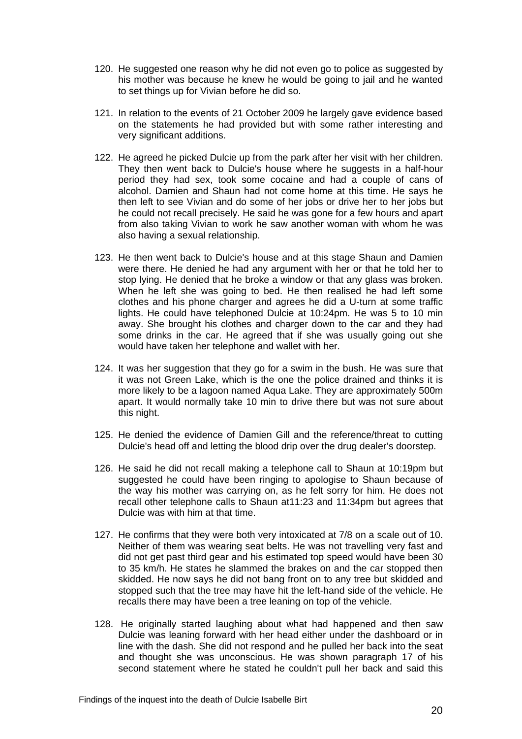120. He suggested one reason why he did not even go to police as suggested by his mother was because he knew he would be going to jail and he wanted to set things up for Vivian before he did so.

121. In relation to the events of 21 October 2009 he largely gave evidence based on the statements he had provided but with some rather interesting and very significant additions.

122. He agreed he picked Dulcie up from the park after her visit with her children. They then went back to Dulcie's house where he suggests in a half-hour period they had sex, took some cocaine and had a couple of cans of alcohol. Damien and Shaun had not come home at this time. He says he then left to see Vivian and do some of her jobs or drive her to her jobs but he could not recall precisely. He said he was gone for a few hours and apart from also taking Vivian to work he saw another woman with whom he was also having a sexual relationship.

123. He then went back to Dulcie's house and at this stage Shaun and Damien were there. He denied he had any argument with her or that he told her to stop lying. He denied that he broke a window or that any glass was broken. When he left she was going to bed. He then realised he had left some clothes and his phone charger and agrees he did a U-turn at some traffic lights. He could have telephoned Dulcie at 10:24pm. He was 5 to 10 min away. She brought his clothes and charger down to the car and they had some drinks in the car. He agreed that if she was usually going out she would have taken her telephone and wallet with her.

124. It was her suggestion that they go for a swim in the bush. He was sure that it was not Green Lake, which is the one the police drained and thinks it is more likely to be a lagoon named Aqua Lake. They are approximately 500m apart. It would normally take 10 min to drive there but was not sure about this night.

125. He denied the evidence of Damien Gill and the reference/threat to cutting Dulcie's head off and letting the blood drip over the drug dealer's doorstep.

126. He said he did not recall making a telephone call to Shaun at 10:19pm but suggested he could have been ringing to apologise to Shaun because of the way his mother was carrying on, as he felt sorry for him. He does not recall other telephone calls to Shaun at11:23 and 11:34pm but agrees that Dulcie was with him at that time.

127. He confirms that they were both very intoxicated at 7/8 on a scale out of 10. Neither of them was wearing seat belts. He was not travelling very fast and did not get past third gear and his estimated top speed would have been 30 to 35 km/h. He states he slammed the brakes on and the car stopped then skidded. He now says he did not bang front on to any tree but skidded and stopped such that the tree may have hit the left-hand side of the vehicle. He recalls there may have been a tree leaning on top of the vehicle.

128. He originally started laughing about what had happened and then saw Dulcie was leaning forward with her head either under the dashboard or in line with the dash. She did not respond and he pulled her back into the seat and thought she was unconscious. He was shown paragraph 17 of his second statement where he stated he couldn't pull her back and said this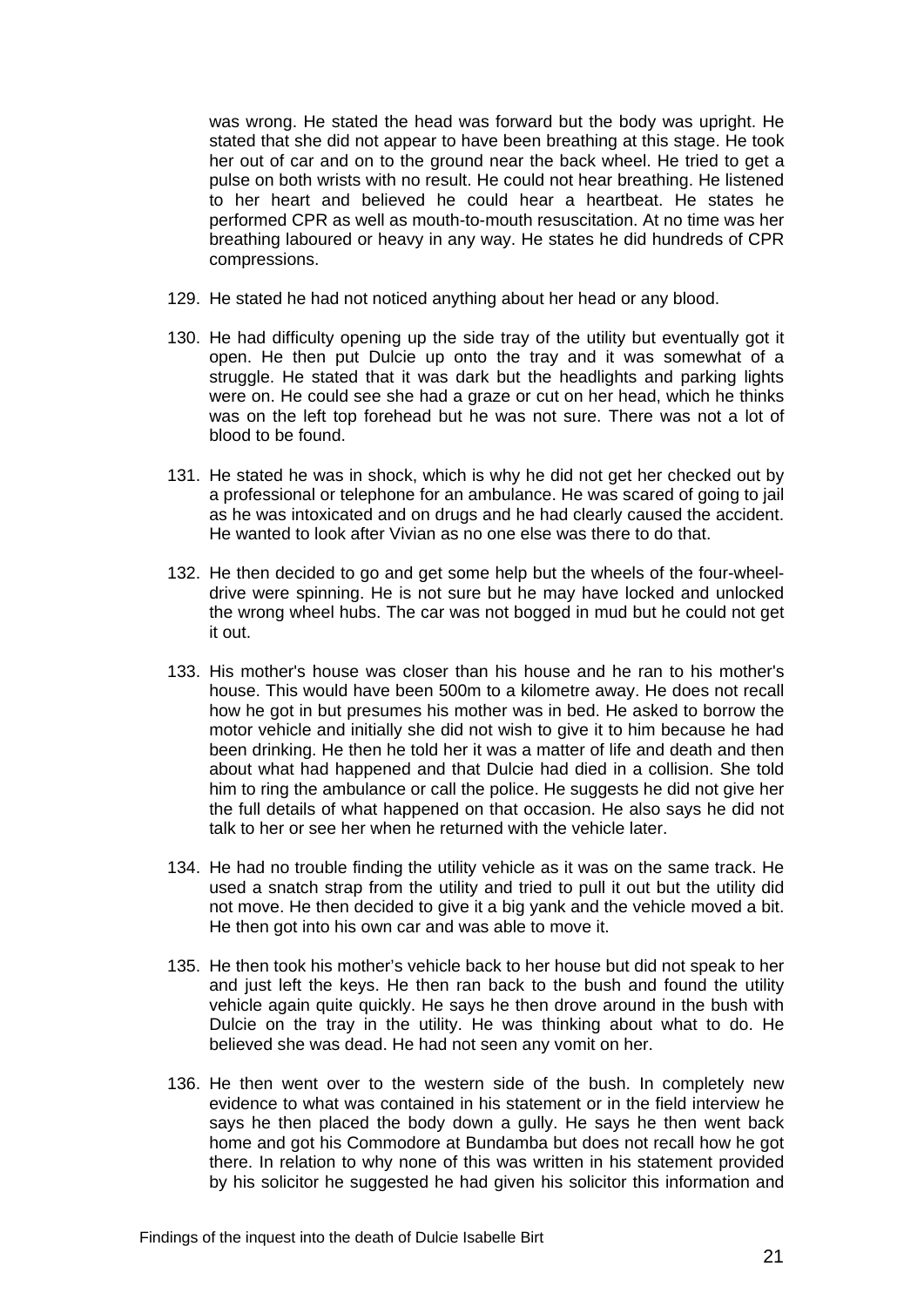was wrong. He stated the head was forward but the body was upright. He stated that she did not appear to have been breathing at this stage. He took her out of car and on to the ground near the back wheel. He tried to get a pulse on both wrists with no result. He could not hear breathing. He listened to her heart and believed he could hear a heartbeat. He states he performed CPR as well as mouth-to-mouth resuscitation. At no time was her breathing laboured or heavy in any way. He states he did hundreds of CPR compressions.

129. He stated he had not noticed anything about her head or any blood.

130. He had difficulty opening up the side tray of the utility but eventually got it open. He then put Dulcie up onto the tray and it was somewhat of a struggle. He stated that it was dark but the headlights and parking lights were on. He could see she had a graze or cut on her head, which he thinks was on the left top forehead but he was not sure. There was not a lot of blood to be found.

131. He stated he was in shock, which is why he did not get her checked out by a professional or telephone for an ambulance. He was scared of going to jail as he was intoxicated and on drugs and he had clearly caused the accident. He wanted to look after Vivian as no one else was there to do that.

132. He then decided to go and get some help but the wheels of the four-wheel-drive were spinning. He is not sure but he may have locked and unlocked the wrong wheel hubs. The car was not bogged in mud but he could not get it out.

133. His mother's house was closer than his house and he ran to his mother's house. This would have been 500m to a kilometre away. He does not recall how he got in but presumes his mother was in bed. He asked to borrow the motor vehicle and initially she did not wish to give it to him because he had been drinking. He then he told her it was a matter of life and death and then about what had happened and that Dulcie had died in a collision. She told him to ring the ambulance or call the police. He suggests he did not give her the full details of what happened on that occasion. He also says he did not talk to her or see her when he returned with the vehicle later.

134. He had no trouble finding the utility vehicle as it was on the same track. He used a snatch strap from the utility and tried to pull it out but the utility did not move. He then decided to give it a big yank and the vehicle moved a bit. He then got into his own car and was able to move it.

135. He then took his mother's vehicle back to her house but did not speak to her and just left the keys. He then ran back to the bush and found the utility vehicle again quite quickly. He says he then drove around in the bush with Dulcie on the tray in the utility. He was thinking about what to do. He believed she was dead. He had not seen any vomit on her.

136. He then went over to the western side of the bush. In completely new evidence to what was contained in his statement or in the field interview he says he then placed the body down a gully. He says he then went back home and got his Commodore at Bundamba but does not recall how he got there. In relation to why none of this was written in his statement provided by his solicitor he suggested he had given his solicitor this information and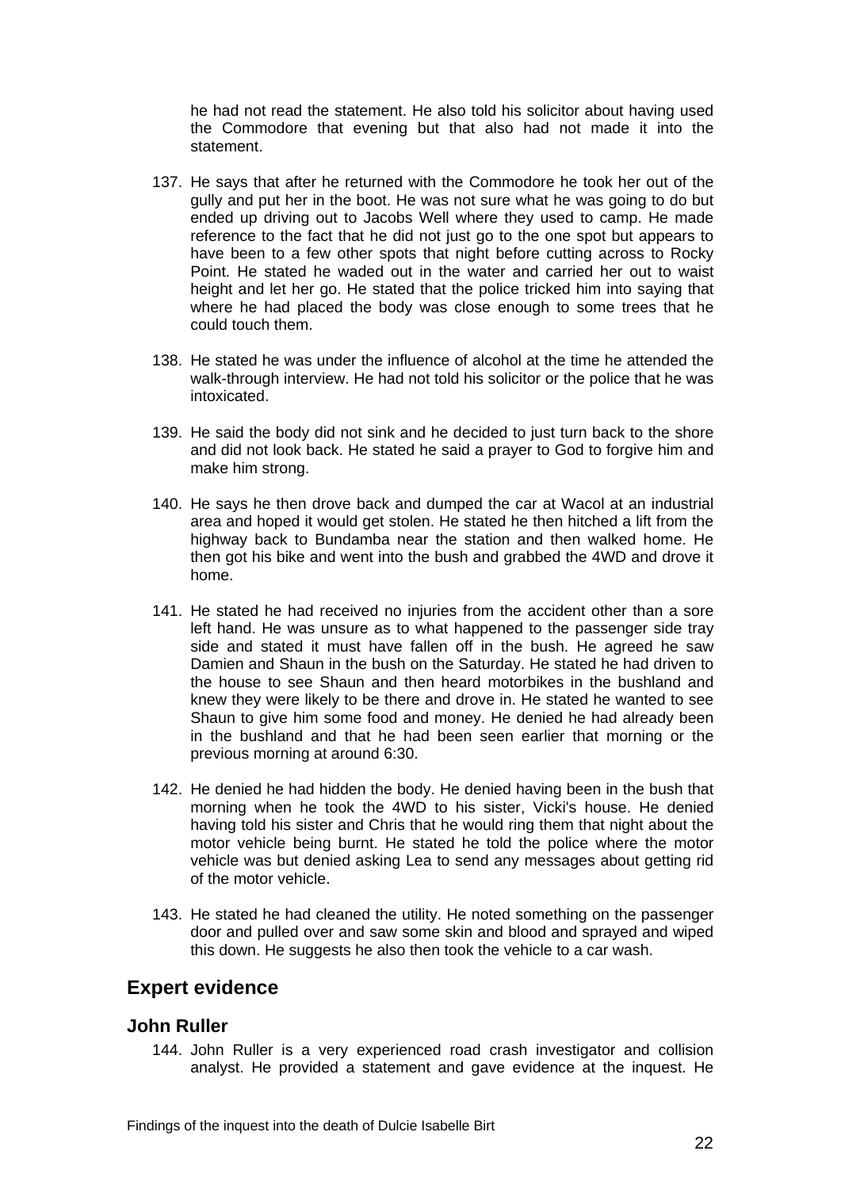he had not read the statement. He also told his solicitor about having used the Commodore that evening but that also had not made it into the statement.

137. He says that after he returned with the Commodore he took her out of the gully and put her in the boot. He was not sure what he was going to do but ended up driving out to Jacobs Well where they used to camp. He made reference to the fact that he did not just go to the one spot but appears to have been to a few other spots that night before cutting across to Rocky Point. He stated he waded out in the water and carried her out to waist height and let her go. He stated that the police tricked him into saying that where he had placed the body was close enough to some trees that he could touch them.

138. He stated he was under the influence of alcohol at the time he attended the walk-through interview. He had not told his solicitor or the police that he was intoxicated.

139. He said the body did not sink and he decided to just turn back to the shore and did not look back. He stated he said a prayer to God to forgive him and make him strong.

140. He says he then drove back and dumped the car at Wacol at an industrial area and hoped it would get stolen. He stated he then hitched a lift from the highway back to Bundamba near the station and then walked home. He then got his bike and went into the bush and grabbed the 4WD and drove it home.

141. He stated he had received no injuries from the accident other than a sore left hand. He was unsure as to what happened to the passenger side tray side and stated it must have fallen off in the bush. He agreed he saw Damien and Shaun in the bush on the Saturday. He stated he had driven to the house to see Shaun and then heard motorbikes in the bushland and knew they were likely to be there and drove in. He stated he wanted to see Shaun to give him some food and money. He denied he had already been in the bushland and that he had been seen earlier that morning or the previous morning at around 6:30.

142. He denied he had hidden the body. He denied having been in the bush that morning when he took the 4WD to his sister, Vicki's house. He denied having told his sister and Chris that he would ring them that night about the motor vehicle being burnt. He stated he told the police where the motor vehicle was but denied asking Lea to send any messages about getting rid of the motor vehicle.

143. He stated he had cleaned the utility. He noted something on the passenger door and pulled over and saw some skin and blood and sprayed and wiped this down. He suggests he also then took the vehicle to a car wash.

## Expert evidence

### John Ruller

144. John Ruller is a very experienced road crash investigator and collision analyst. He provided a statement and gave evidence at the inquest. He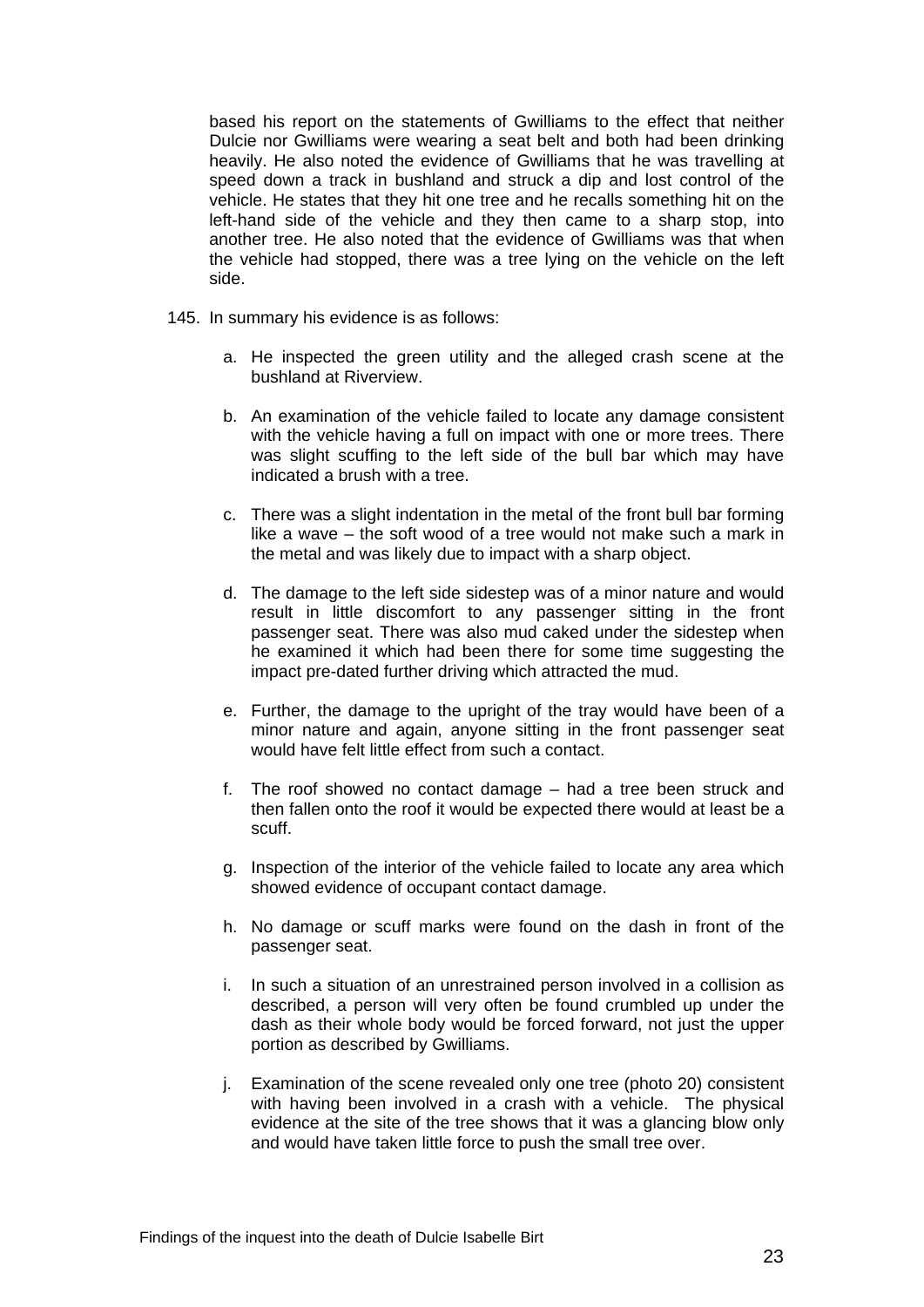based his report on the statements of Gwilliams to the effect that neither Dulcie nor Gwilliams were wearing a seat belt and both had been drinking heavily. He also noted the evidence of Gwilliams that he was travelling at speed down a track in bushland and struck a dip and lost control of the vehicle. He states that they hit one tree and he recalls something hit on the left-hand side of the vehicle and they then came to a sharp stop, into another tree. He also noted that the evidence of Gwilliams was that when the vehicle had stopped, there was a tree lying on the vehicle on the left side.

145. In summary his evidence is as follows:

  a. He inspected the green utility and the alleged crash scene at the bushland at Riverview.

  b. An examination of the vehicle failed to locate any damage consistent with the vehicle having a full on impact with one or more trees. There was slight scuffing to the left side of the bull bar which may have indicated a brush with a tree.

  c. There was a slight indentation in the metal of the front bull bar forming like a wave – the soft wood of a tree would not make such a mark in the metal and was likely due to impact with a sharp object.

  d. The damage to the left side sidestep was of a minor nature and would result in little discomfort to any passenger sitting in the front passenger seat. There was also mud caked under the sidestep when he examined it which had been there for some time suggesting the impact pre-dated further driving which attracted the mud.

  e. Further, the damage to the upright of the tray would have been of a minor nature and again, anyone sitting in the front passenger seat would have felt little effect from such a contact.

  f. The roof showed no contact damage – had a tree been struck and then fallen onto the roof it would be expected there would at least be a scuff.

  g. Inspection of the interior of the vehicle failed to locate any area which showed evidence of occupant contact damage.

  h. No damage or scuff marks were found on the dash in front of the passenger seat.

  i. In such a situation of an unrestrained person involved in a collision as described, a person will very often be found crumbled up under the dash as their whole body would be forced forward, not just the upper portion as described by Gwilliams.

  j. Examination of the scene revealed only one tree (photo 20) consistent with having been involved in a crash with a vehicle. The physical evidence at the site of the tree shows that it was a glancing blow only and would have taken little force to push the small tree over.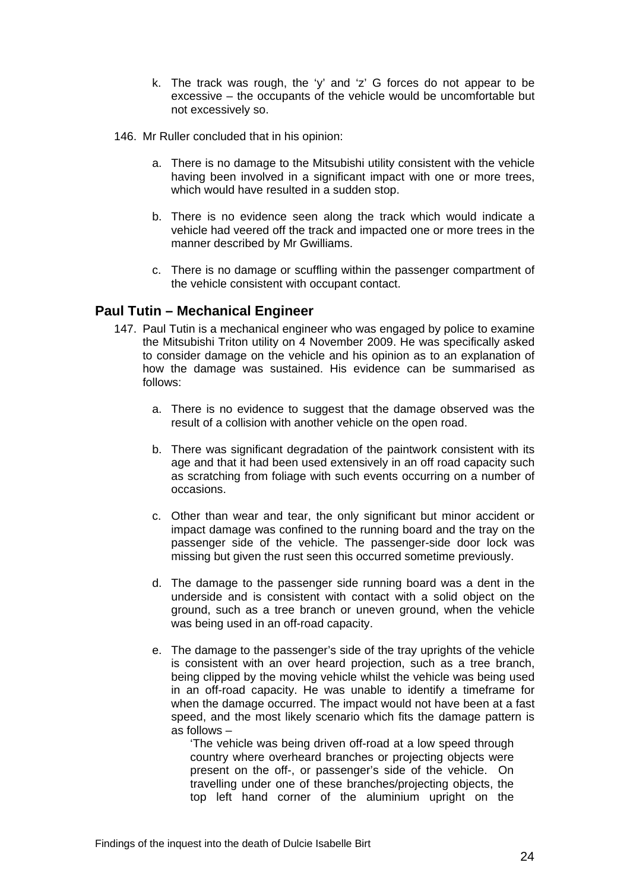k. The track was rough, the 'y' and 'z' G forces do not appear to be excessive – the occupants of the vehicle would be uncomfortable but not excessively so.

146. Mr Ruller concluded that in his opinion:

   a. There is no damage to the Mitsubishi utility consistent with the vehicle having been involved in a significant impact with one or more trees, which would have resulted in a sudden stop.

   b. There is no evidence seen along the track which would indicate a vehicle had veered off the track and impacted one or more trees in the manner described by Mr Gwilliams.

   c. There is no damage or scuffling within the passenger compartment of the vehicle consistent with occupant contact.

## Paul Tutin – Mechanical Engineer

147. Paul Tutin is a mechanical engineer who was engaged by police to examine the Mitsubishi Triton utility on 4 November 2009. He was specifically asked to consider damage on the vehicle and his opinion as to an explanation of how the damage was sustained. His evidence can be summarised as follows:

   a. There is no evidence to suggest that the damage observed was the result of a collision with another vehicle on the open road.

   b. There was significant degradation of the paintwork consistent with its age and that it had been used extensively in an off road capacity such as scratching from foliage with such events occurring on a number of occasions.

   c. Other than wear and tear, the only significant but minor accident or impact damage was confined to the running board and the tray on the passenger side of the vehicle. The passenger-side door lock was missing but given the rust seen this occurred sometime previously.

   d. The damage to the passenger side running board was a dent in the underside and is consistent with contact with a solid object on the ground, such as a tree branch or uneven ground, when the vehicle was being used in an off-road capacity.

   e. The damage to the passenger's side of the tray uprights of the vehicle is consistent with an over heard projection, such as a tree branch, being clipped by the moving vehicle whilst the vehicle was being used in an off-road capacity. He was unable to identify a timeframe for when the damage occurred. The impact would not have been at a fast speed, and the most likely scenario which fits the damage pattern is as follows –

      'The vehicle was being driven off-road at a low speed through country where overheard branches or projecting objects were present on the off-, or passenger's side of the vehicle. On travelling under one of these branches/projecting objects, the top left hand corner of the aluminium upright on the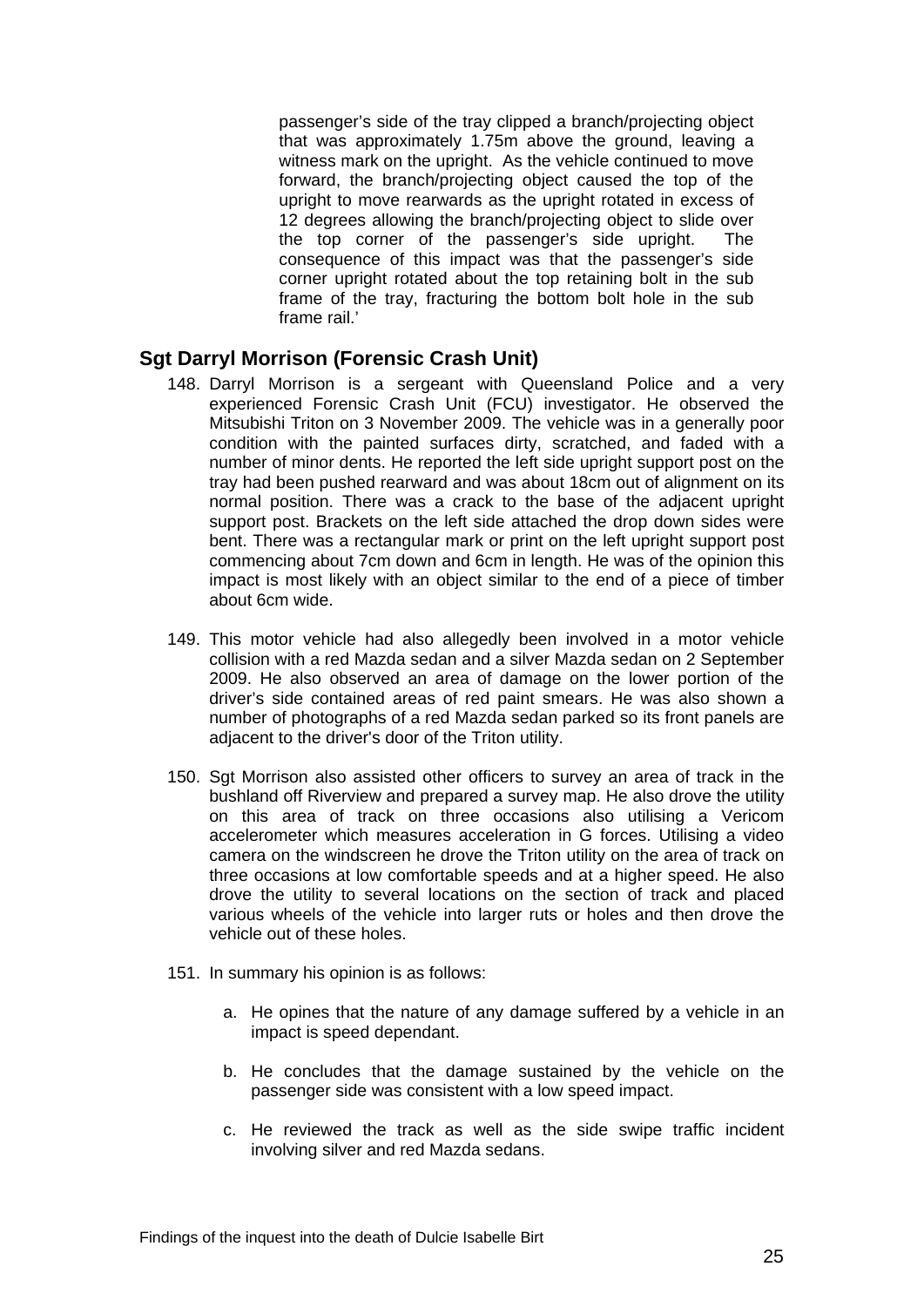passenger's side of the tray clipped a branch/projecting object that was approximately 1.75m above the ground, leaving a witness mark on the upright. As the vehicle continued to move forward, the branch/projecting object caused the top of the upright to move rearwards as the upright rotated in excess of 12 degrees allowing the branch/projecting object to slide over the top corner of the passenger's side upright. The consequence of this impact was that the passenger's side corner upright rotated about the top retaining bolt in the sub frame of the tray, fracturing the bottom bolt hole in the sub frame rail.'

## Sgt Darryl Morrison (Forensic Crash Unit)

148. Darryl Morrison is a sergeant with Queensland Police and a very experienced Forensic Crash Unit (FCU) investigator. He observed the Mitsubishi Triton on 3 November 2009. The vehicle was in a generally poor condition with the painted surfaces dirty, scratched, and faded with a number of minor dents. He reported the left side upright support post on the tray had been pushed rearward and was about 18cm out of alignment on its normal position. There was a crack to the base of the adjacent upright support post. Brackets on the left side attached the drop down sides were bent. There was a rectangular mark or print on the left upright support post commencing about 7cm down and 6cm in length. He was of the opinion this impact is most likely with an object similar to the end of a piece of timber about 6cm wide.

149. This motor vehicle had also allegedly been involved in a motor vehicle collision with a red Mazda sedan and a silver Mazda sedan on 2 September 2009. He also observed an area of damage on the lower portion of the driver's side contained areas of red paint smears. He was also shown a number of photographs of a red Mazda sedan parked so its front panels are adjacent to the driver's door of the Triton utility.

150. Sgt Morrison also assisted other officers to survey an area of track in the bushland off Riverview and prepared a survey map. He also drove the utility on this area of track on three occasions also utilising a Vericom accelerometer which measures acceleration in G forces. Utilising a video camera on the windscreen he drove the Triton utility on the area of track on three occasions at low comfortable speeds and at a higher speed. He also drove the utility to several locations on the section of track and placed various wheels of the vehicle into larger ruts or holes and then drove the vehicle out of these holes.

151. In summary his opinion is as follows:

    a. He opines that the nature of any damage suffered by a vehicle in an impact is speed dependant.

    b. He concludes that the damage sustained by the vehicle on the passenger side was consistent with a low speed impact.

    c. He reviewed the track as well as the side swipe traffic incident involving silver and red Mazda sedans.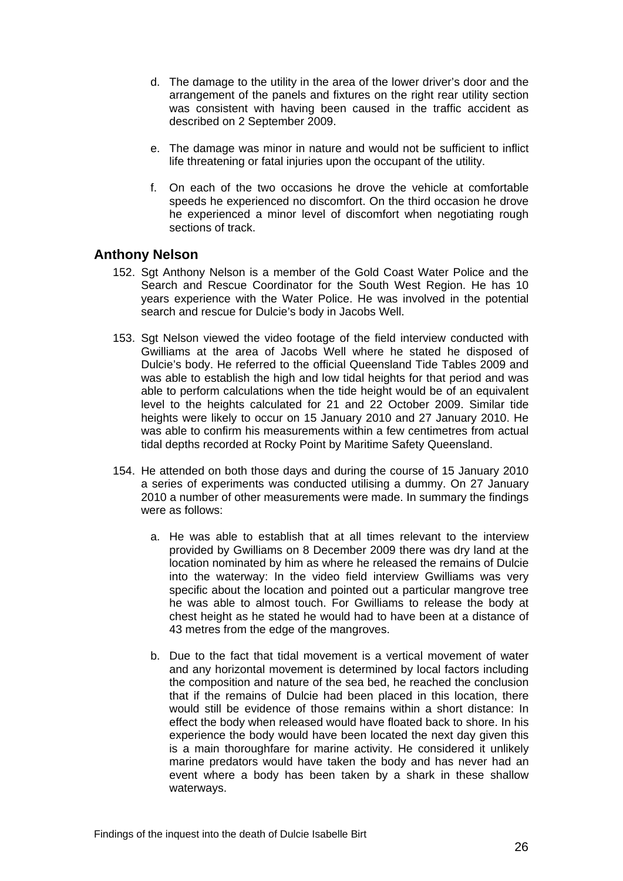d. The damage to the utility in the area of the lower driver's door and the arrangement of the panels and fixtures on the right rear utility section was consistent with having been caused in the traffic accident as described on 2 September 2009.

e. The damage was minor in nature and would not be sufficient to inflict life threatening or fatal injuries upon the occupant of the utility.

f. On each of the two occasions he drove the vehicle at comfortable speeds he experienced no discomfort. On the third occasion he drove he experienced a minor level of discomfort when negotiating rough sections of track.

## Anthony Nelson

152. Sgt Anthony Nelson is a member of the Gold Coast Water Police and the Search and Rescue Coordinator for the South West Region. He has 10 years experience with the Water Police. He was involved in the potential search and rescue for Dulcie's body in Jacobs Well.

153. Sgt Nelson viewed the video footage of the field interview conducted with Gwilliams at the area of Jacobs Well where he stated he disposed of Dulcie's body. He referred to the official Queensland Tide Tables 2009 and was able to establish the high and low tidal heights for that period and was able to perform calculations when the tide height would be of an equivalent level to the heights calculated for 21 and 22 October 2009. Similar tide heights were likely to occur on 15 January 2010 and 27 January 2010. He was able to confirm his measurements within a few centimetres from actual tidal depths recorded at Rocky Point by Maritime Safety Queensland.

154. He attended on both those days and during the course of 15 January 2010 a series of experiments was conducted utilising a dummy. On 27 January 2010 a number of other measurements were made. In summary the findings were as follows:

    a. He was able to establish that at all times relevant to the interview provided by Gwilliams on 8 December 2009 there was dry land at the location nominated by him as where he released the remains of Dulcie into the waterway: In the video field interview Gwilliams was very specific about the location and pointed out a particular mangrove tree he was able to almost touch. For Gwilliams to release the body at chest height as he stated he would had to have been at a distance of 43 metres from the edge of the mangroves.

    b. Due to the fact that tidal movement is a vertical movement of water and any horizontal movement is determined by local factors including the composition and nature of the sea bed, he reached the conclusion that if the remains of Dulcie had been placed in this location, there would still be evidence of those remains within a short distance: In effect the body when released would have floated back to shore. In his experience the body would have been located the next day given this is a main thoroughfare for marine activity. He considered it unlikely marine predators would have taken the body and has never had an event where a body has been taken by a shark in these shallow waterways.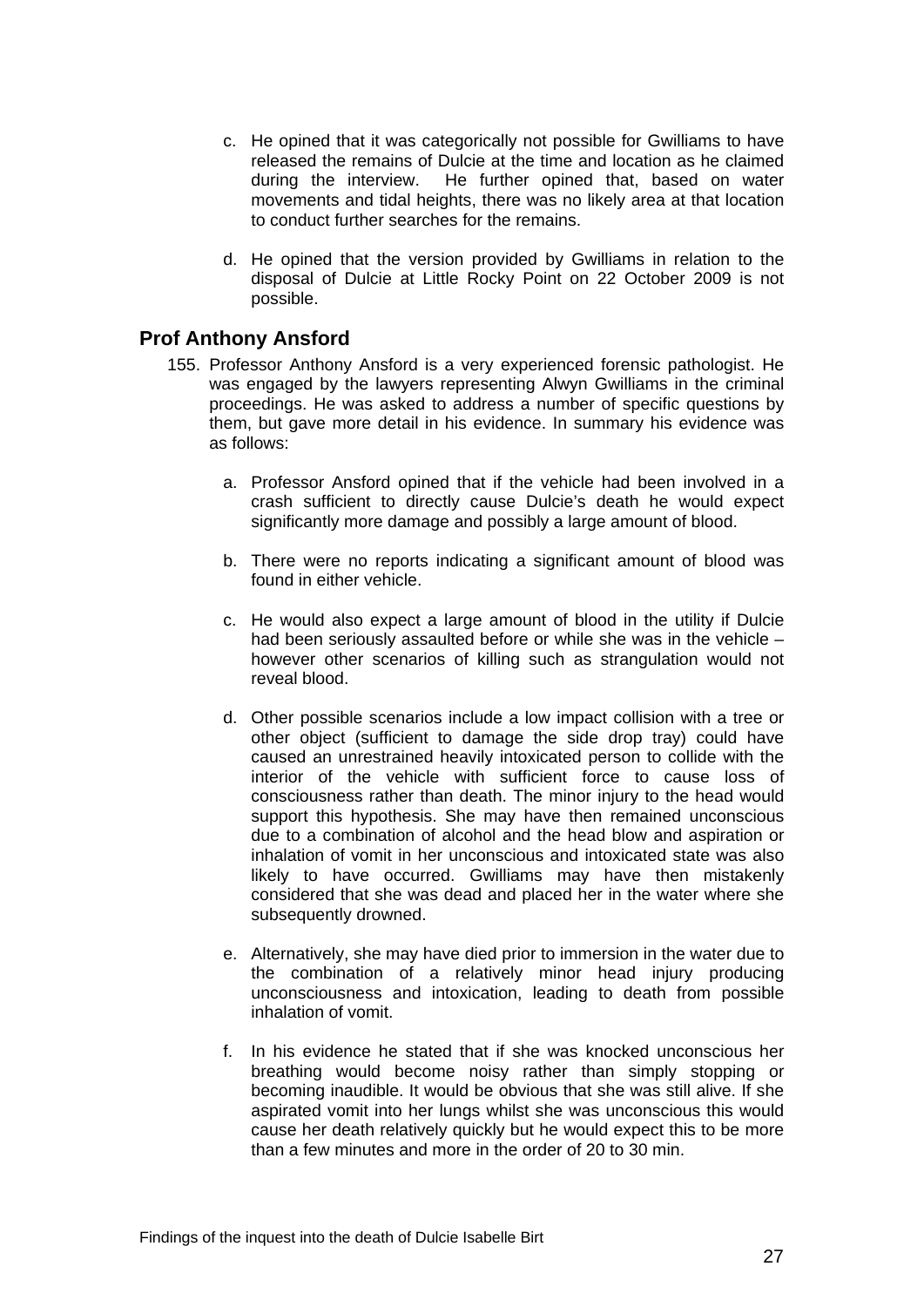c. He opined that it was categorically not possible for Gwilliams to have released the remains of Dulcie at the time and location as he claimed during the interview. He further opined that, based on water movements and tidal heights, there was no likely area at that location to conduct further searches for the remains.

d. He opined that the version provided by Gwilliams in relation to the disposal of Dulcie at Little Rocky Point on 22 October 2009 is not possible.

## Prof Anthony Ansford

155. Professor Anthony Ansford is a very experienced forensic pathologist. He was engaged by the lawyers representing Alwyn Gwilliams in the criminal proceedings. He was asked to address a number of specific questions by them, but gave more detail in his evidence. In summary his evidence was as follows:

a. Professor Ansford opined that if the vehicle had been involved in a crash sufficient to directly cause Dulcie's death he would expect significantly more damage and possibly a large amount of blood.

b. There were no reports indicating a significant amount of blood was found in either vehicle.

c. He would also expect a large amount of blood in the utility if Dulcie had been seriously assaulted before or while she was in the vehicle – however other scenarios of killing such as strangulation would not reveal blood.

d. Other possible scenarios include a low impact collision with a tree or other object (sufficient to damage the side drop tray) could have caused an unrestrained heavily intoxicated person to collide with the interior of the vehicle with sufficient force to cause loss of consciousness rather than death. The minor injury to the head would support this hypothesis. She may have then remained unconscious due to a combination of alcohol and the head blow and aspiration or inhalation of vomit in her unconscious and intoxicated state was also likely to have occurred. Gwilliams may have then mistakenly considered that she was dead and placed her in the water where she subsequently drowned.

e. Alternatively, she may have died prior to immersion in the water due to the combination of a relatively minor head injury producing unconsciousness and intoxication, leading to death from possible inhalation of vomit.

f. In his evidence he stated that if she was knocked unconscious her breathing would become noisy rather than simply stopping or becoming inaudible. It would be obvious that she was still alive. If she aspirated vomit into her lungs whilst she was unconscious this would cause her death relatively quickly but he would expect this to be more than a few minutes and more in the order of 20 to 30 min.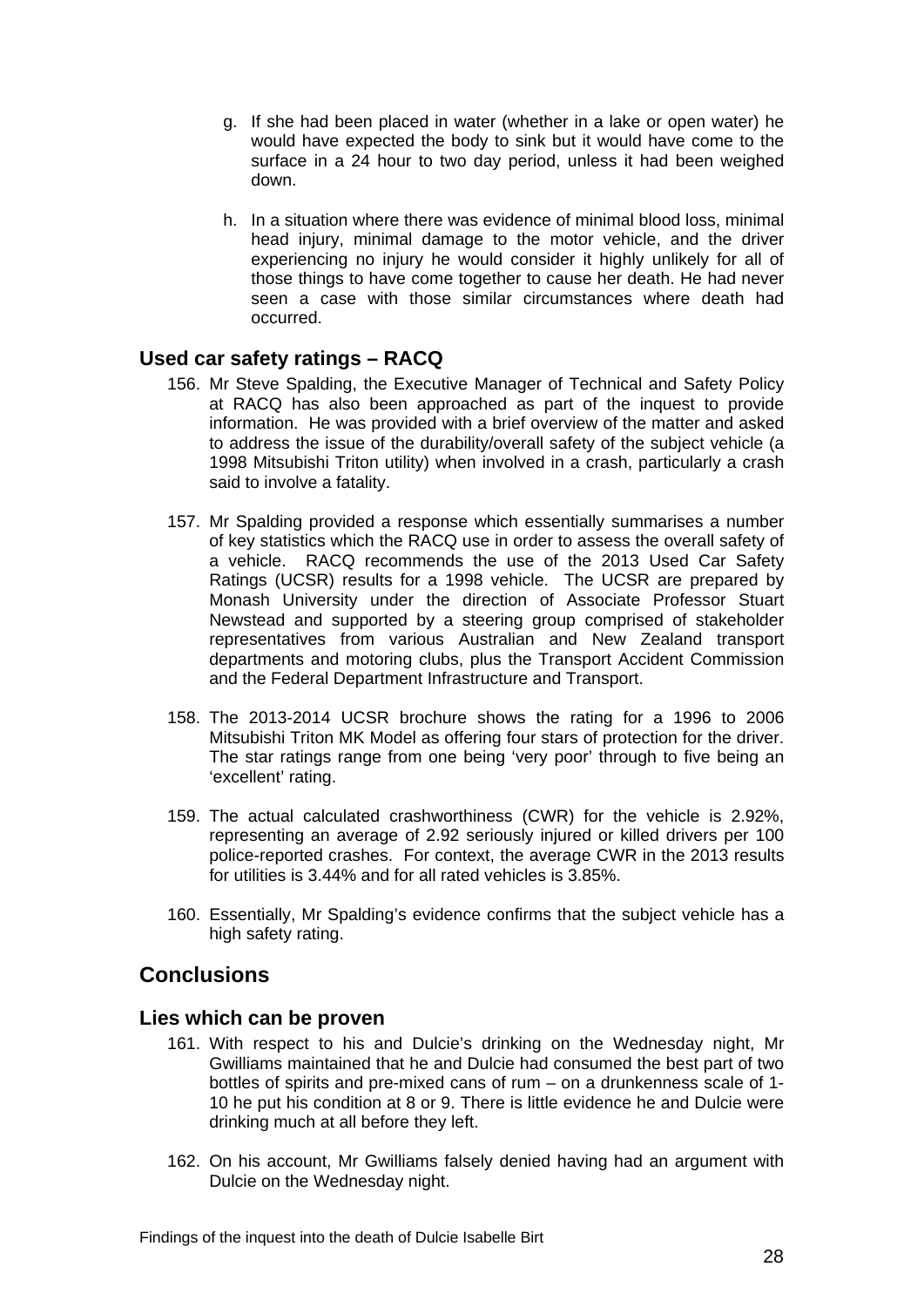g. If she had been placed in water (whether in a lake or open water) he would have expected the body to sink but it would have come to the surface in a 24 hour to two day period, unless it had been weighed down.

h. In a situation where there was evidence of minimal blood loss, minimal head injury, minimal damage to the motor vehicle, and the driver experiencing no injury he would consider it highly unlikely for all of those things to have come together to cause her death. He had never seen a case with those similar circumstances where death had occurred.

### Used car safety ratings – RACQ

156. Mr Steve Spalding, the Executive Manager of Technical and Safety Policy at RACQ has also been approached as part of the inquest to provide information. He was provided with a brief overview of the matter and asked to address the issue of the durability/overall safety of the subject vehicle (a 1998 Mitsubishi Triton utility) when involved in a crash, particularly a crash said to involve a fatality.

157. Mr Spalding provided a response which essentially summarises a number of key statistics which the RACQ use in order to assess the overall safety of a vehicle. RACQ recommends the use of the 2013 Used Car Safety Ratings (UCSR) results for a 1998 vehicle. The UCSR are prepared by Monash University under the direction of Associate Professor Stuart Newstead and supported by a steering group comprised of stakeholder representatives from various Australian and New Zealand transport departments and motoring clubs, plus the Transport Accident Commission and the Federal Department Infrastructure and Transport.

158. The 2013-2014 UCSR brochure shows the rating for a 1996 to 2006 Mitsubishi Triton MK Model as offering four stars of protection for the driver. The star ratings range from one being 'very poor' through to five being an 'excellent' rating.

159. The actual calculated crashworthiness (CWR) for the vehicle is 2.92%, representing an average of 2.92 seriously injured or killed drivers per 100 police-reported crashes. For context, the average CWR in the 2013 results for utilities is 3.44% and for all rated vehicles is 3.85%.

160. Essentially, Mr Spalding's evidence confirms that the subject vehicle has a high safety rating.

## Conclusions

### Lies which can be proven

161. With respect to his and Dulcie's drinking on the Wednesday night, Mr Gwilliams maintained that he and Dulcie had consumed the best part of two bottles of spirits and pre-mixed cans of rum – on a drunkenness scale of 1-10 he put his condition at 8 or 9. There is little evidence he and Dulcie were drinking much at all before they left.

162. On his account, Mr Gwilliams falsely denied having had an argument with Dulcie on the Wednesday night.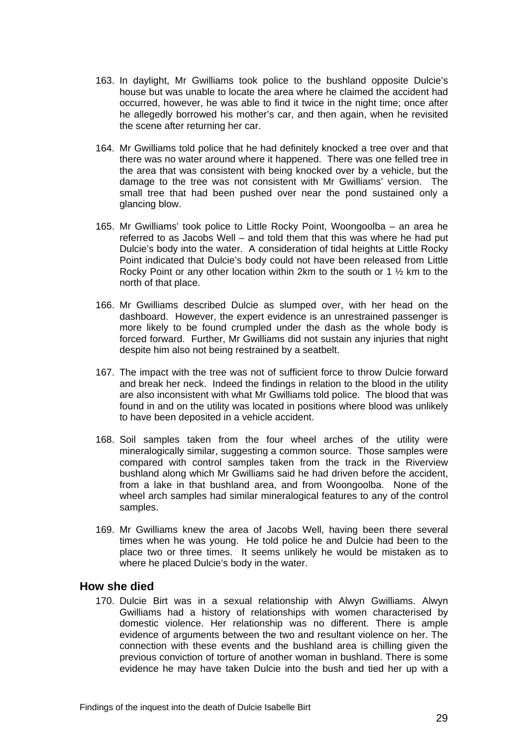163. In daylight, Mr Gwilliams took police to the bushland opposite Dulcie's house but was unable to locate the area where he claimed the accident had occurred, however, he was able to find it twice in the night time; once after he allegedly borrowed his mother's car, and then again, when he revisited the scene after returning her car.

164. Mr Gwilliams told police that he had definitely knocked a tree over and that there was no water around where it happened. There was one felled tree in the area that was consistent with being knocked over by a vehicle, but the damage to the tree was not consistent with Mr Gwilliams' version. The small tree that had been pushed over near the pond sustained only a glancing blow.

165. Mr Gwilliams' took police to Little Rocky Point, Woongoolba – an area he referred to as Jacobs Well – and told them that this was where he had put Dulcie's body into the water. A consideration of tidal heights at Little Rocky Point indicated that Dulcie's body could not have been released from Little Rocky Point or any other location within 2km to the south or 1 ½ km to the north of that place.

166. Mr Gwilliams described Dulcie as slumped over, with her head on the dashboard. However, the expert evidence is an unrestrained passenger is more likely to be found crumpled under the dash as the whole body is forced forward. Further, Mr Gwilliams did not sustain any injuries that night despite him also not being restrained by a seatbelt.

167. The impact with the tree was not of sufficient force to throw Dulcie forward and break her neck. Indeed the findings in relation to the blood in the utility are also inconsistent with what Mr Gwilliams told police. The blood that was found in and on the utility was located in positions where blood was unlikely to have been deposited in a vehicle accident.

168. Soil samples taken from the four wheel arches of the utility were mineralogically similar, suggesting a common source. Those samples were compared with control samples taken from the track in the Riverview bushland along which Mr Gwilliams said he had driven before the accident, from a lake in that bushland area, and from Woongoolba. None of the wheel arch samples had similar mineralogical features to any of the control samples.

169. Mr Gwilliams knew the area of Jacobs Well, having been there several times when he was young. He told police he and Dulcie had been to the place two or three times. It seems unlikely he would be mistaken as to where he placed Dulcie's body in the water.

## How she died

170. Dulcie Birt was in a sexual relationship with Alwyn Gwilliams. Alwyn Gwilliams had a history of relationships with women characterised by domestic violence. Her relationship was no different. There is ample evidence of arguments between the two and resultant violence on her. The connection with these events and the bushland area is chilling given the previous conviction of torture of another woman in bushland. There is some evidence he may have taken Dulcie into the bush and tied her up with a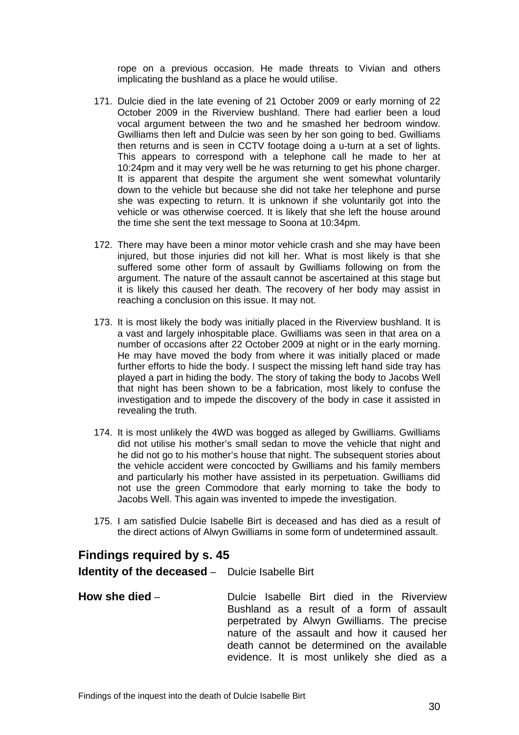rope on a previous occasion. He made threats to Vivian and others implicating the bushland as a place he would utilise.

171. Dulcie died in the late evening of 21 October 2009 or early morning of 22 October 2009 in the Riverview bushland. There had earlier been a loud vocal argument between the two and he smashed her bedroom window. Gwilliams then left and Dulcie was seen by her son going to bed. Gwilliams then returns and is seen in CCTV footage doing a u-turn at a set of lights. This appears to correspond with a telephone call he made to her at 10:24pm and it may very well be he was returning to get his phone charger. It is apparent that despite the argument she went somewhat voluntarily down to the vehicle but because she did not take her telephone and purse she was expecting to return. It is unknown if she voluntarily got into the vehicle or was otherwise coerced. It is likely that she left the house around the time she sent the text message to Soona at 10:34pm.

172. There may have been a minor motor vehicle crash and she may have been injured, but those injuries did not kill her. What is most likely is that she suffered some other form of assault by Gwilliams following on from the argument. The nature of the assault cannot be ascertained at this stage but it is likely this caused her death. The recovery of her body may assist in reaching a conclusion on this issue. It may not.

173. It is most likely the body was initially placed in the Riverview bushland. It is a vast and largely inhospitable place. Gwilliams was seen in that area on a number of occasions after 22 October 2009 at night or in the early morning. He may have moved the body from where it was initially placed or made further efforts to hide the body. I suspect the missing left hand side tray has played a part in hiding the body. The story of taking the body to Jacobs Well that night has been shown to be a fabrication, most likely to confuse the investigation and to impede the discovery of the body in case it assisted in revealing the truth.

174. It is most unlikely the 4WD was bogged as alleged by Gwilliams. Gwilliams did not utilise his mother's small sedan to move the vehicle that night and he did not go to his mother's house that night. The subsequent stories about the vehicle accident were concocted by Gwilliams and his family members and particularly his mother have assisted in its perpetuation. Gwilliams did not use the green Commodore that early morning to take the body to Jacobs Well. This again was invented to impede the investigation.

175. I am satisfied Dulcie Isabelle Birt is deceased and has died as a result of the direct actions of Alwyn Gwilliams in some form of undetermined assault.

## Findings required by s. 45

**Identity of the deceased** – Dulcie Isabelle Birt

**How she died** – Dulcie Isabelle Birt died in the Riverview Bushland as a result of a form of assault perpetrated by Alwyn Gwilliams. The precise nature of the assault and how it caused her death cannot be determined on the available evidence. It is most unlikely she died as a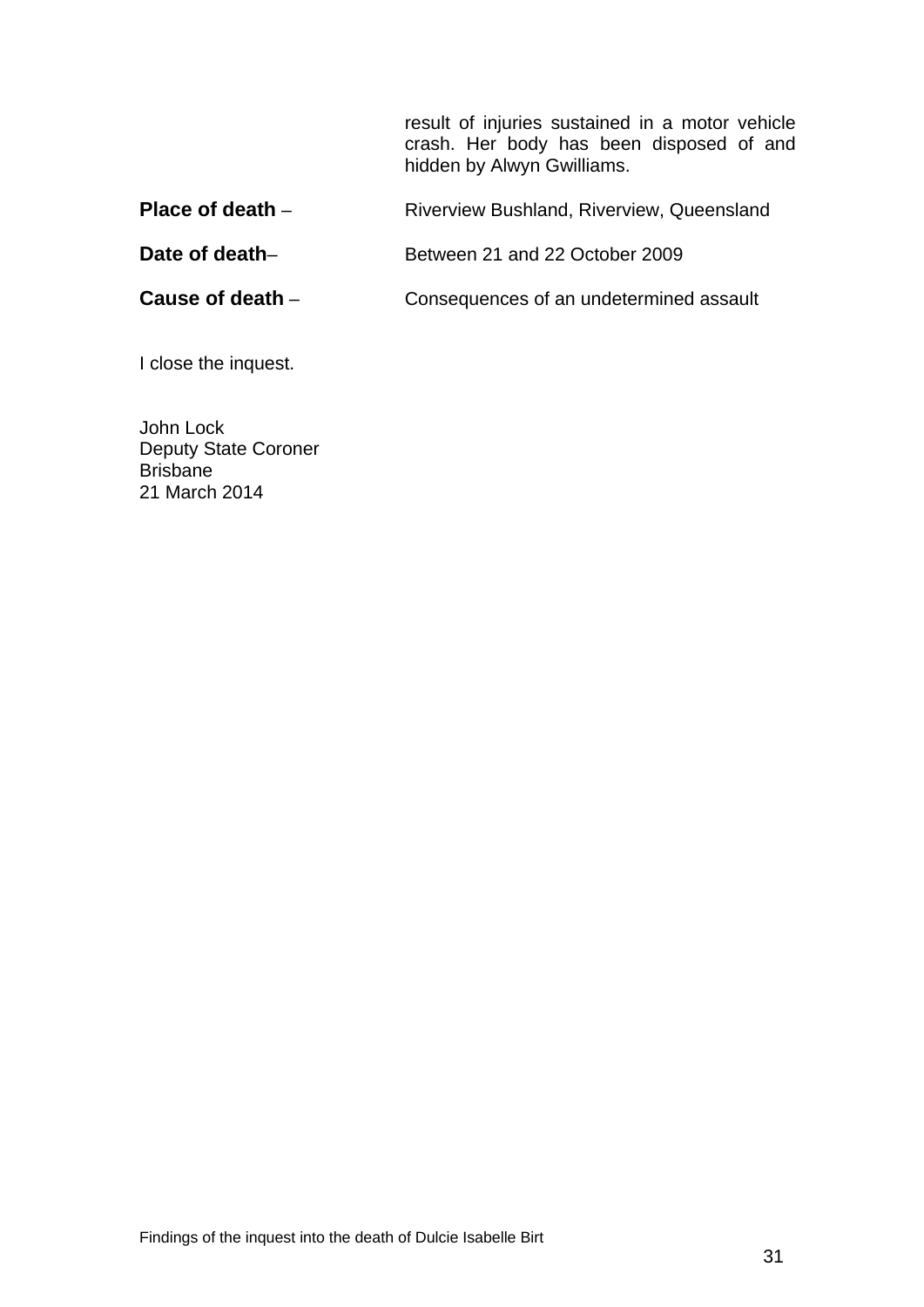result of injuries sustained in a motor vehicle crash. Her body has been disposed of and hidden by Alwyn Gwilliams.

**Place of death** – Riverview Bushland, Riverview, Queensland

**Date of death**– Between 21 and 22 October 2009

**Cause of death** – Consequences of an undetermined assault

I close the inquest.

John Lock
Deputy State Coroner
Brisbane
21 March 2014